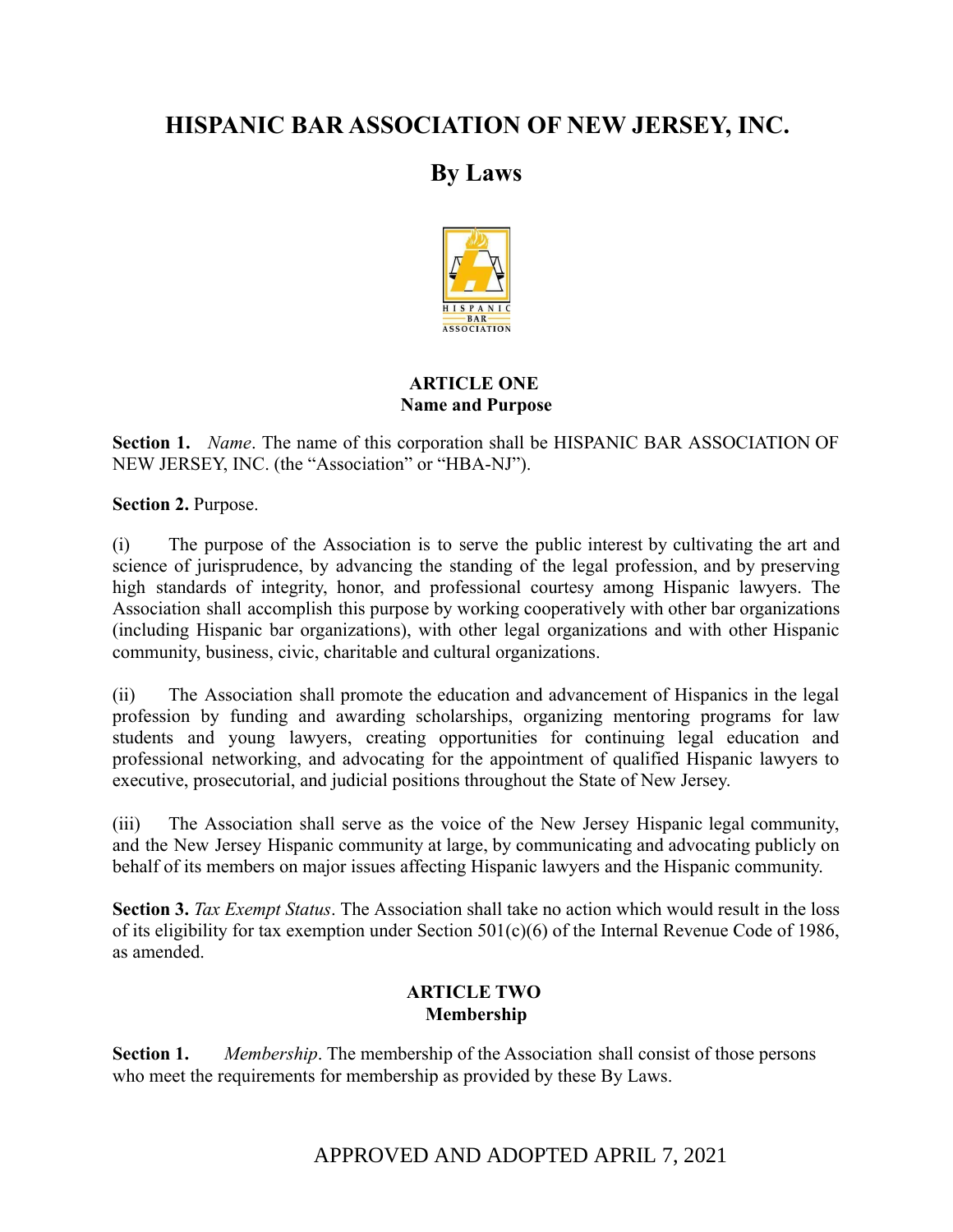# HISPANIC BAR ASSOCIATION OF NEW JERSEY, INC.

## By Laws

### ARTICLE ONE
### Name and Purpose

**Section 1.** *Name*. The name of this corporation shall be HISPANIC BAR ASSOCIATION OF NEW JERSEY, INC. (the "Association" or "HBA-NJ").

**Section 2.** Purpose.

(i) The purpose of the Association is to serve the public interest by cultivating the art and science of jurisprudence, by advancing the standing of the legal profession, and by preserving high standards of integrity, honor, and professional courtesy among Hispanic lawyers. The Association shall accomplish this purpose by working cooperatively with other bar organizations (including Hispanic bar organizations), with other legal organizations and with other Hispanic community, business, civic, charitable and cultural organizations.

(ii) The Association shall promote the education and advancement of Hispanics in the legal profession by funding and awarding scholarships, organizing mentoring programs for law students and young lawyers, creating opportunities for continuing legal education and professional networking, and advocating for the appointment of qualified Hispanic lawyers to executive, prosecutorial, and judicial positions throughout the State of New Jersey.

(iii) The Association shall serve as the voice of the New Jersey Hispanic legal community, and the New Jersey Hispanic community at large, by communicating and advocating publicly on behalf of its members on major issues affecting Hispanic lawyers and the Hispanic community.

**Section 3.** *Tax Exempt Status*. The Association shall take no action which would result in the loss of its eligibility for tax exemption under Section 501(c)(6) of the Internal Revenue Code of 1986, as amended.

### ARTICLE TWO
### Membership

**Section 1.** *Membership*. The membership of the Association shall consist of those persons who meet the requirements for membership as provided by these By Laws.

APPROVED AND ADOPTED APRIL 7, 2021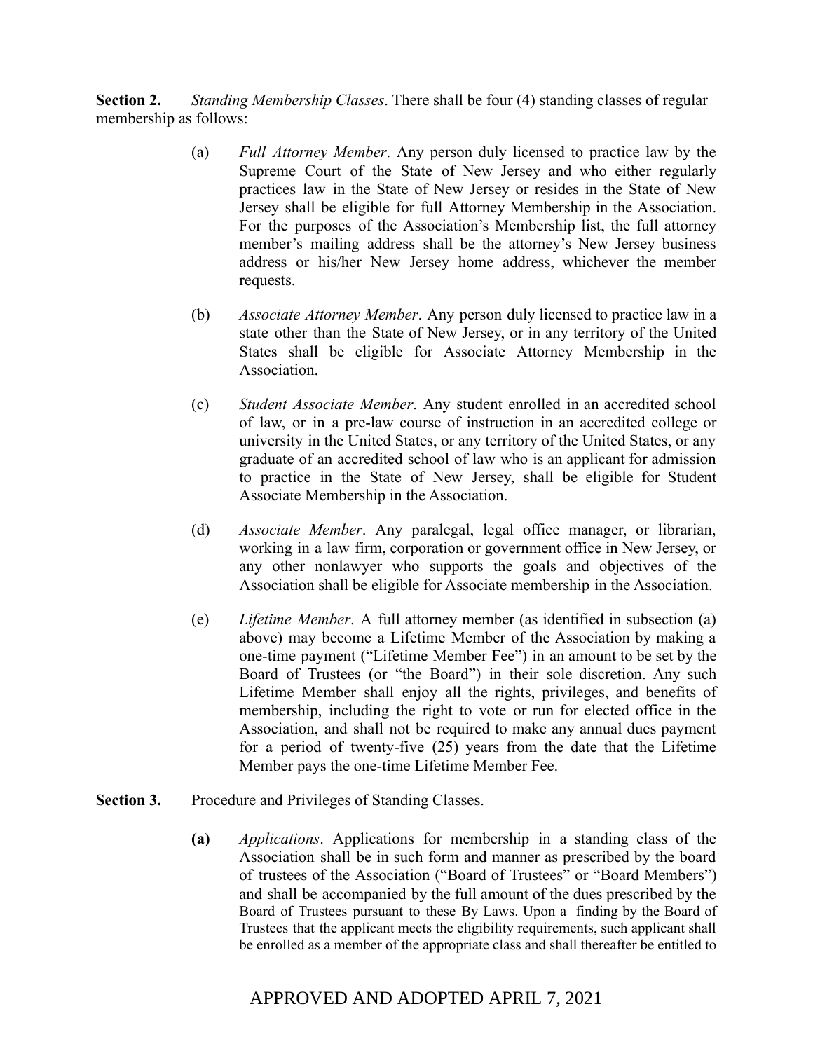**Section 2.** *Standing Membership Classes*. There shall be four (4) standing classes of regular membership as follows:

(a) *Full Attorney Member*. Any person duly licensed to practice law by the Supreme Court of the State of New Jersey and who either regularly practices law in the State of New Jersey or resides in the State of New Jersey shall be eligible for full Attorney Membership in the Association. For the purposes of the Association's Membership list, the full attorney member's mailing address shall be the attorney's New Jersey business address or his/her New Jersey home address, whichever the member requests.

(b) *Associate Attorney Member*. Any person duly licensed to practice law in a state other than the State of New Jersey, or in any territory of the United States shall be eligible for Associate Attorney Membership in the Association.

(c) *Student Associate Member*. Any student enrolled in an accredited school of law, or in a pre-law course of instruction in an accredited college or university in the United States, or any territory of the United States, or any graduate of an accredited school of law who is an applicant for admission to practice in the State of New Jersey, shall be eligible for Student Associate Membership in the Association.

(d) *Associate Member*. Any paralegal, legal office manager, or librarian, working in a law firm, corporation or government office in New Jersey, or any other nonlawyer who supports the goals and objectives of the Association shall be eligible for Associate membership in the Association.

(e) *Lifetime Member*. A full attorney member (as identified in subsection (a) above) may become a Lifetime Member of the Association by making a one-time payment ("Lifetime Member Fee") in an amount to be set by the Board of Trustees (or "the Board") in their sole discretion. Any such Lifetime Member shall enjoy all the rights, privileges, and benefits of membership, including the right to vote or run for elected office in the Association, and shall not be required to make any annual dues payment for a period of twenty-five (25) years from the date that the Lifetime Member pays the one-time Lifetime Member Fee.

**Section 3.** Procedure and Privileges of Standing Classes.

**(a)** *Applications*. Applications for membership in a standing class of the Association shall be in such form and manner as prescribed by the board of trustees of the Association ("Board of Trustees" or "Board Members") and shall be accompanied by the full amount of the dues prescribed by the Board of Trustees pursuant to these By Laws. Upon a finding by the Board of Trustees that the applicant meets the eligibility requirements, such applicant shall be enrolled as a member of the appropriate class and shall thereafter be entitled to

APPROVED AND ADOPTED APRIL 7, 2021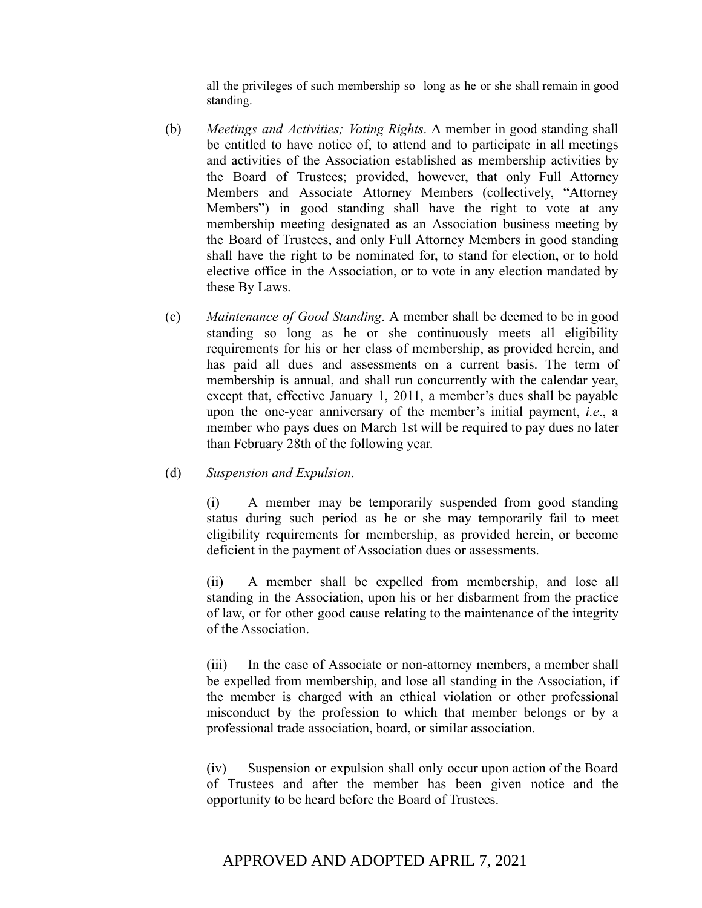all the privileges of such membership so long as he or she shall remain in good standing.

(b) *Meetings and Activities; Voting Rights*. A member in good standing shall be entitled to have notice of, to attend and to participate in all meetings and activities of the Association established as membership activities by the Board of Trustees; provided, however, that only Full Attorney Members and Associate Attorney Members (collectively, "Attorney Members") in good standing shall have the right to vote at any membership meeting designated as an Association business meeting by the Board of Trustees, and only Full Attorney Members in good standing shall have the right to be nominated for, to stand for election, or to hold elective office in the Association, or to vote in any election mandated by these By Laws.

(c) *Maintenance of Good Standing*. A member shall be deemed to be in good standing so long as he or she continuously meets all eligibility requirements for his or her class of membership, as provided herein, and has paid all dues and assessments on a current basis. The term of membership is annual, and shall run concurrently with the calendar year, except that, effective January 1, 2011, a member's dues shall be payable upon the one-year anniversary of the member's initial payment, *i.e*., a member who pays dues on March 1st will be required to pay dues no later than February 28th of the following year.

(d) *Suspension and Expulsion*.

(i) A member may be temporarily suspended from good standing status during such period as he or she may temporarily fail to meet eligibility requirements for membership, as provided herein, or become deficient in the payment of Association dues or assessments.

(ii) A member shall be expelled from membership, and lose all standing in the Association, upon his or her disbarment from the practice of law, or for other good cause relating to the maintenance of the integrity of the Association.

(iii) In the case of Associate or non-attorney members, a member shall be expelled from membership, and lose all standing in the Association, if the member is charged with an ethical violation or other professional misconduct by the profession to which that member belongs or by a professional trade association, board, or similar association.

(iv) Suspension or expulsion shall only occur upon action of the Board of Trustees and after the member has been given notice and the opportunity to be heard before the Board of Trustees.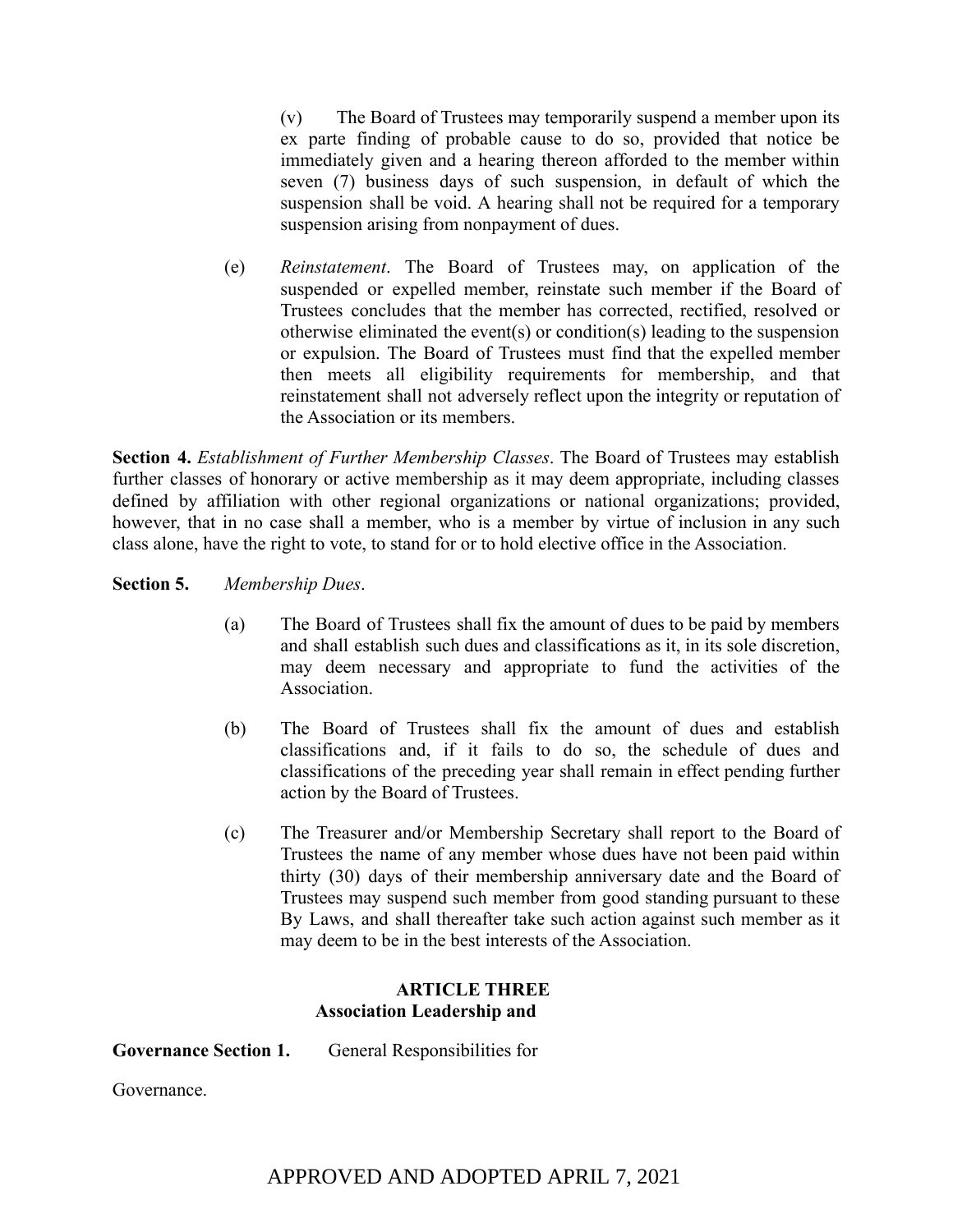(v) The Board of Trustees may temporarily suspend a member upon its ex parte finding of probable cause to do so, provided that notice be immediately given and a hearing thereon afforded to the member within seven (7) business days of such suspension, in default of which the suspension shall be void. A hearing shall not be required for a temporary suspension arising from nonpayment of dues.

(e) *Reinstatement*. The Board of Trustees may, on application of the suspended or expelled member, reinstate such member if the Board of Trustees concludes that the member has corrected, rectified, resolved or otherwise eliminated the event(s) or condition(s) leading to the suspension or expulsion. The Board of Trustees must find that the expelled member then meets all eligibility requirements for membership, and that reinstatement shall not adversely reflect upon the integrity or reputation of the Association or its members.

**Section 4.** *Establishment of Further Membership Classes*. The Board of Trustees may establish further classes of honorary or active membership as it may deem appropriate, including classes defined by affiliation with other regional organizations or national organizations; provided, however, that in no case shall a member, who is a member by virtue of inclusion in any such class alone, have the right to vote, to stand for or to hold elective office in the Association.

**Section 5.** *Membership Dues*.

(a) The Board of Trustees shall fix the amount of dues to be paid by members and shall establish such dues and classifications as it, in its sole discretion, may deem necessary and appropriate to fund the activities of the Association.

(b) The Board of Trustees shall fix the amount of dues and establish classifications and, if it fails to do so, the schedule of dues and classifications of the preceding year shall remain in effect pending further action by the Board of Trustees.

(c) The Treasurer and/or Membership Secretary shall report to the Board of Trustees the name of any member whose dues have not been paid within thirty (30) days of their membership anniversary date and the Board of Trustees may suspend such member from good standing pursuant to these By Laws, and shall thereafter take such action against such member as it may deem to be in the best interests of the Association.

## ARTICLE THREE
## Association Leadership and

**Governance Section 1.** General Responsibilities for

Governance.

APPROVED AND ADOPTED APRIL 7, 2021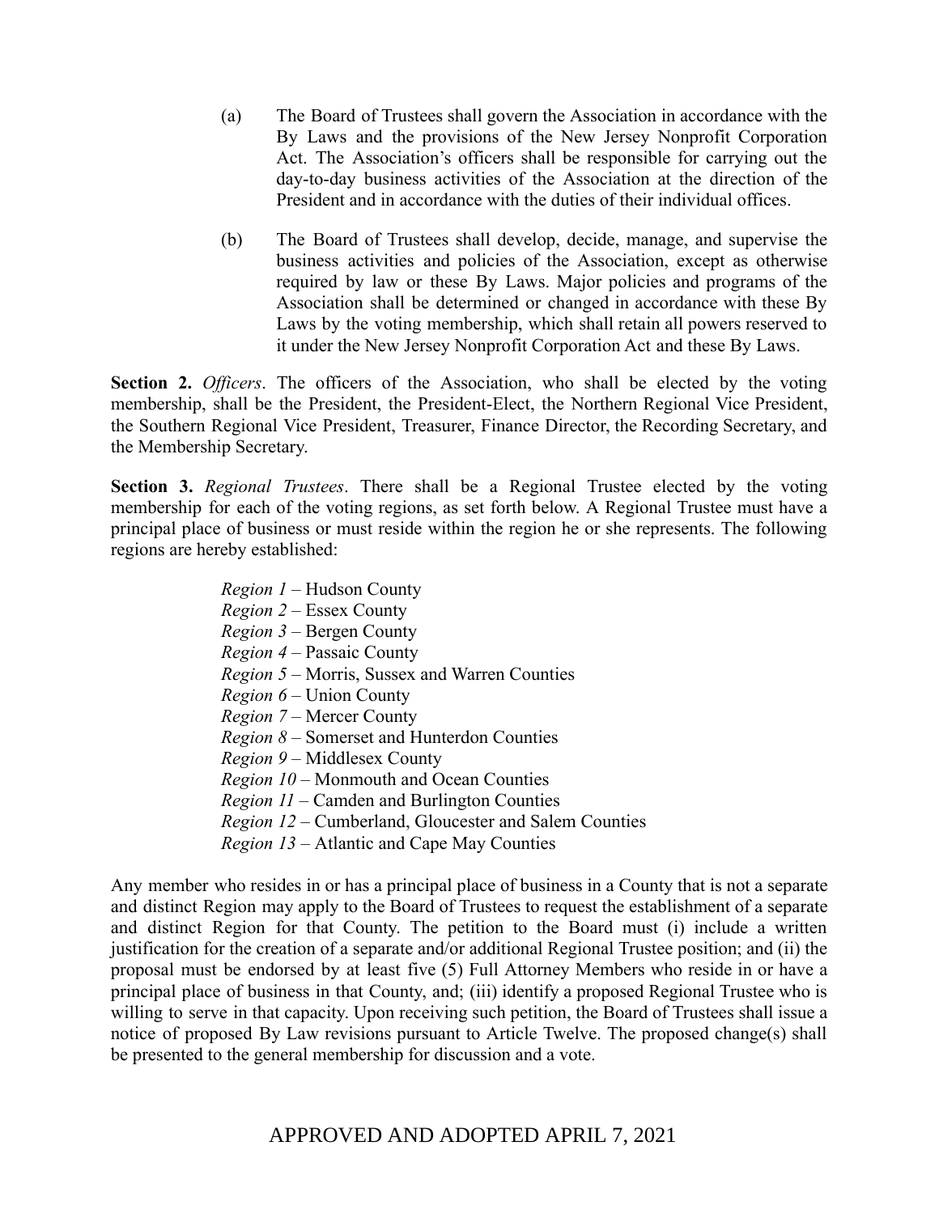(a) The Board of Trustees shall govern the Association in accordance with the By Laws and the provisions of the New Jersey Nonprofit Corporation Act. The Association's officers shall be responsible for carrying out the day-to-day business activities of the Association at the direction of the President and in accordance with the duties of their individual offices.

(b) The Board of Trustees shall develop, decide, manage, and supervise the business activities and policies of the Association, except as otherwise required by law or these By Laws. Major policies and programs of the Association shall be determined or changed in accordance with these By Laws by the voting membership, which shall retain all powers reserved to it under the New Jersey Nonprofit Corporation Act and these By Laws.

**Section 2.** *Officers*. The officers of the Association, who shall be elected by the voting membership, shall be the President, the President-Elect, the Northern Regional Vice President, the Southern Regional Vice President, Treasurer, Finance Director, the Recording Secretary, and the Membership Secretary.

**Section 3.** *Regional Trustees*. There shall be a Regional Trustee elected by the voting membership for each of the voting regions, as set forth below. A Regional Trustee must have a principal place of business or must reside within the region he or she represents. The following regions are hereby established:

*Region 1* – Hudson County
*Region 2* – Essex County
*Region 3* – Bergen County
*Region 4* – Passaic County
*Region 5* – Morris, Sussex and Warren Counties
*Region 6* – Union County
*Region 7* – Mercer County
*Region 8* – Somerset and Hunterdon Counties
*Region 9* – Middlesex County
*Region 10* – Monmouth and Ocean Counties
*Region 11* – Camden and Burlington Counties
*Region 12* – Cumberland, Gloucester and Salem Counties
*Region 13* – Atlantic and Cape May Counties

Any member who resides in or has a principal place of business in a County that is not a separate and distinct Region may apply to the Board of Trustees to request the establishment of a separate and distinct Region for that County. The petition to the Board must (i) include a written justification for the creation of a separate and/or additional Regional Trustee position; and (ii) the proposal must be endorsed by at least five (5) Full Attorney Members who reside in or have a principal place of business in that County, and; (iii) identify a proposed Regional Trustee who is willing to serve in that capacity. Upon receiving such petition, the Board of Trustees shall issue a notice of proposed By Law revisions pursuant to Article Twelve. The proposed change(s) shall be presented to the general membership for discussion and a vote.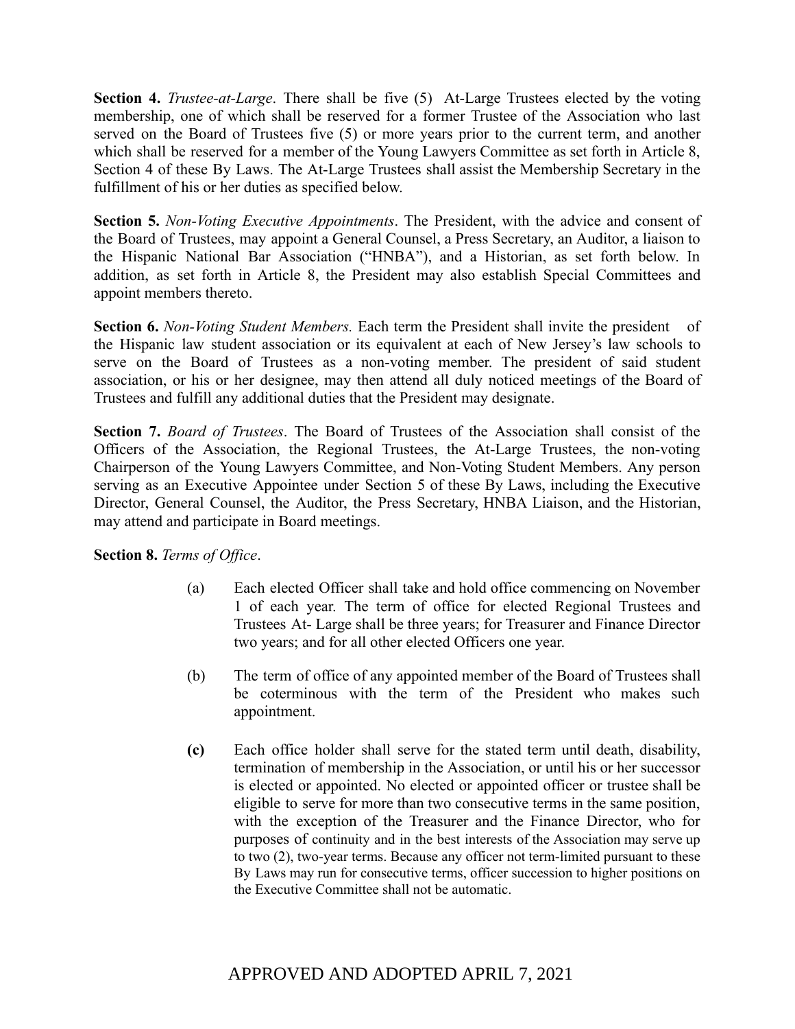**Section 4.** *Trustee-at-Large*. There shall be five (5) At-Large Trustees elected by the voting membership, one of which shall be reserved for a former Trustee of the Association who last served on the Board of Trustees five (5) or more years prior to the current term, and another which shall be reserved for a member of the Young Lawyers Committee as set forth in Article 8, Section 4 of these By Laws. The At-Large Trustees shall assist the Membership Secretary in the fulfillment of his or her duties as specified below.

**Section 5.** *Non-Voting Executive Appointments*. The President, with the advice and consent of the Board of Trustees, may appoint a General Counsel, a Press Secretary, an Auditor, a liaison to the Hispanic National Bar Association ("HNBA"), and a Historian, as set forth below. In addition, as set forth in Article 8, the President may also establish Special Committees and appoint members thereto.

**Section 6.** *Non-Voting Student Members.* Each term the President shall invite the president of the Hispanic law student association or its equivalent at each of New Jersey's law schools to serve on the Board of Trustees as a non-voting member. The president of said student association, or his or her designee, may then attend all duly noticed meetings of the Board of Trustees and fulfill any additional duties that the President may designate.

**Section 7.** *Board of Trustees*. The Board of Trustees of the Association shall consist of the Officers of the Association, the Regional Trustees, the At-Large Trustees, the non-voting Chairperson of the Young Lawyers Committee, and Non-Voting Student Members. Any person serving as an Executive Appointee under Section 5 of these By Laws, including the Executive Director, General Counsel, the Auditor, the Press Secretary, HNBA Liaison, and the Historian, may attend and participate in Board meetings.

**Section 8.** *Terms of Office*.

(a) Each elected Officer shall take and hold office commencing on November 1 of each year. The term of office for elected Regional Trustees and Trustees At- Large shall be three years; for Treasurer and Finance Director two years; and for all other elected Officers one year.

(b) The term of office of any appointed member of the Board of Trustees shall be coterminous with the term of the President who makes such appointment.

**(c)** Each office holder shall serve for the stated term until death, disability, termination of membership in the Association, or until his or her successor is elected or appointed. No elected or appointed officer or trustee shall be eligible to serve for more than two consecutive terms in the same position, with the exception of the Treasurer and the Finance Director, who for purposes of continuity and in the best interests of the Association may serve up to two (2), two-year terms. Because any officer not term-limited pursuant to these By Laws may run for consecutive terms, officer succession to higher positions on the Executive Committee shall not be automatic.

APPROVED AND ADOPTED APRIL 7, 2021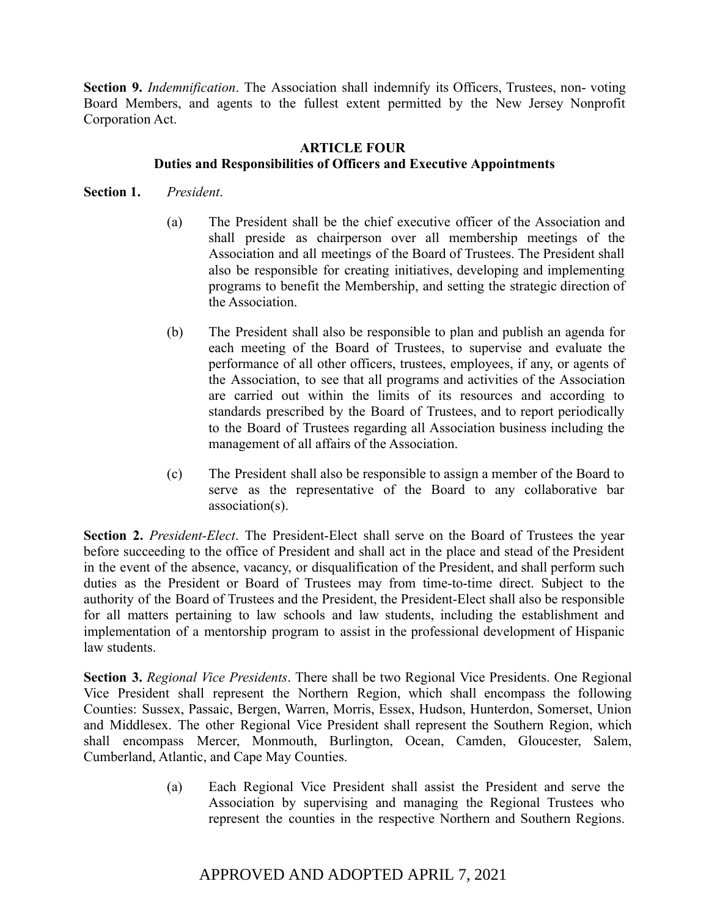**Section 9.** *Indemnification*. The Association shall indemnify its Officers, Trustees, non- voting Board Members, and agents to the fullest extent permitted by the New Jersey Nonprofit Corporation Act.

## ARTICLE FOUR
## Duties and Responsibilities of Officers and Executive Appointments

**Section 1.** *President*.

(a) The President shall be the chief executive officer of the Association and shall preside as chairperson over all membership meetings of the Association and all meetings of the Board of Trustees. The President shall also be responsible for creating initiatives, developing and implementing programs to benefit the Membership, and setting the strategic direction of the Association.

(b) The President shall also be responsible to plan and publish an agenda for each meeting of the Board of Trustees, to supervise and evaluate the performance of all other officers, trustees, employees, if any, or agents of the Association, to see that all programs and activities of the Association are carried out within the limits of its resources and according to standards prescribed by the Board of Trustees, and to report periodically to the Board of Trustees regarding all Association business including the management of all affairs of the Association.

(c) The President shall also be responsible to assign a member of the Board to serve as the representative of the Board to any collaborative bar association(s).

**Section 2.** *President-Elect*. The President-Elect shall serve on the Board of Trustees the year before succeeding to the office of President and shall act in the place and stead of the President in the event of the absence, vacancy, or disqualification of the President, and shall perform such duties as the President or Board of Trustees may from time-to-time direct. Subject to the authority of the Board of Trustees and the President, the President-Elect shall also be responsible for all matters pertaining to law schools and law students, including the establishment and implementation of a mentorship program to assist in the professional development of Hispanic law students.

**Section 3.** *Regional Vice Presidents*. There shall be two Regional Vice Presidents. One Regional Vice President shall represent the Northern Region, which shall encompass the following Counties: Sussex, Passaic, Bergen, Warren, Morris, Essex, Hudson, Hunterdon, Somerset, Union and Middlesex. The other Regional Vice President shall represent the Southern Region, which shall encompass Mercer, Monmouth, Burlington, Ocean, Camden, Gloucester, Salem, Cumberland, Atlantic, and Cape May Counties.

(a) Each Regional Vice President shall assist the President and serve the Association by supervising and managing the Regional Trustees who represent the counties in the respective Northern and Southern Regions.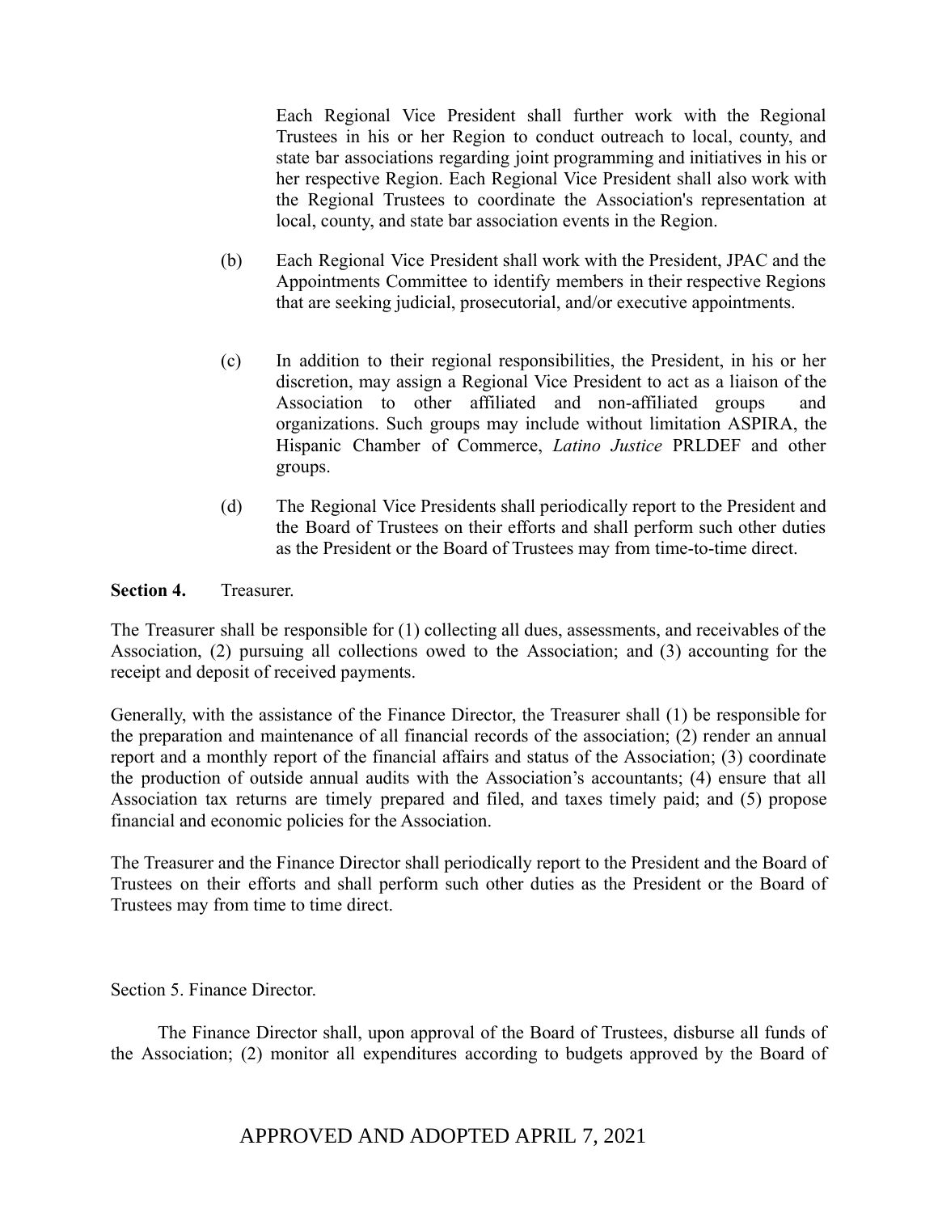Each Regional Vice President shall further work with the Regional Trustees in his or her Region to conduct outreach to local, county, and state bar associations regarding joint programming and initiatives in his or her respective Region. Each Regional Vice President shall also work with the Regional Trustees to coordinate the Association's representation at local, county, and state bar association events in the Region.

(b) Each Regional Vice President shall work with the President, JPAC and the Appointments Committee to identify members in their respective Regions that are seeking judicial, prosecutorial, and/or executive appointments.

(c) In addition to their regional responsibilities, the President, in his or her discretion, may assign a Regional Vice President to act as a liaison of the Association to other affiliated and non-affiliated groups and organizations. Such groups may include without limitation ASPIRA, the Hispanic Chamber of Commerce, *Latino Justice* PRLDEF and other groups.

(d) The Regional Vice Presidents shall periodically report to the President and the Board of Trustees on their efforts and shall perform such other duties as the President or the Board of Trustees may from time-to-time direct.

**Section 4.** Treasurer.

The Treasurer shall be responsible for (1) collecting all dues, assessments, and receivables of the Association, (2) pursuing all collections owed to the Association; and (3) accounting for the receipt and deposit of received payments.

Generally, with the assistance of the Finance Director, the Treasurer shall (1) be responsible for the preparation and maintenance of all financial records of the association; (2) render an annual report and a monthly report of the financial affairs and status of the Association; (3) coordinate the production of outside annual audits with the Association's accountants; (4) ensure that all Association tax returns are timely prepared and filed, and taxes timely paid; and (5) propose financial and economic policies for the Association.

The Treasurer and the Finance Director shall periodically report to the President and the Board of Trustees on their efforts and shall perform such other duties as the President or the Board of Trustees may from time to time direct.

Section 5. Finance Director.

The Finance Director shall, upon approval of the Board of Trustees, disburse all funds of the Association; (2) monitor all expenditures according to budgets approved by the Board of

APPROVED AND ADOPTED APRIL 7, 2021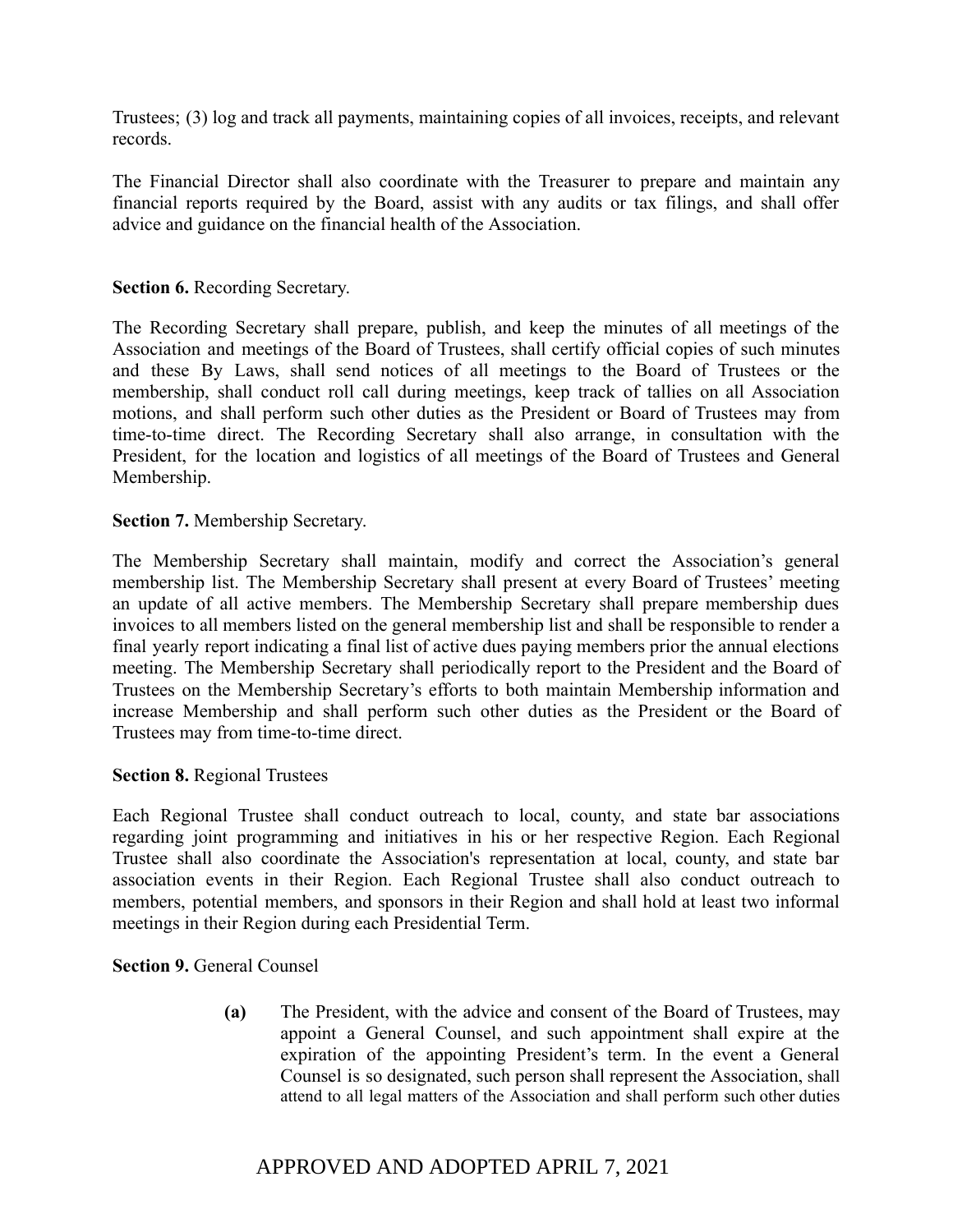Trustees; (3) log and track all payments, maintaining copies of all invoices, receipts, and relevant records.

The Financial Director shall also coordinate with the Treasurer to prepare and maintain any financial reports required by the Board, assist with any audits or tax filings, and shall offer advice and guidance on the financial health of the Association.

**Section 6.** Recording Secretary.

The Recording Secretary shall prepare, publish, and keep the minutes of all meetings of the Association and meetings of the Board of Trustees, shall certify official copies of such minutes and these By Laws, shall send notices of all meetings to the Board of Trustees or the membership, shall conduct roll call during meetings, keep track of tallies on all Association motions, and shall perform such other duties as the President or Board of Trustees may from time-to-time direct. The Recording Secretary shall also arrange, in consultation with the President, for the location and logistics of all meetings of the Board of Trustees and General Membership.

**Section 7.** Membership Secretary.

The Membership Secretary shall maintain, modify and correct the Association's general membership list. The Membership Secretary shall present at every Board of Trustees' meeting an update of all active members. The Membership Secretary shall prepare membership dues invoices to all members listed on the general membership list and shall be responsible to render a final yearly report indicating a final list of active dues paying members prior the annual elections meeting. The Membership Secretary shall periodically report to the President and the Board of Trustees on the Membership Secretary's efforts to both maintain Membership information and increase Membership and shall perform such other duties as the President or the Board of Trustees may from time-to-time direct.

**Section 8.** Regional Trustees

Each Regional Trustee shall conduct outreach to local, county, and state bar associations regarding joint programming and initiatives in his or her respective Region. Each Regional Trustee shall also coordinate the Association's representation at local, county, and state bar association events in their Region. Each Regional Trustee shall also conduct outreach to members, potential members, and sponsors in their Region and shall hold at least two informal meetings in their Region during each Presidential Term.

**Section 9.** General Counsel

**(a)** The President, with the advice and consent of the Board of Trustees, may appoint a General Counsel, and such appointment shall expire at the expiration of the appointing President's term. In the event a General Counsel is so designated, such person shall represent the Association, shall attend to all legal matters of the Association and shall perform such other duties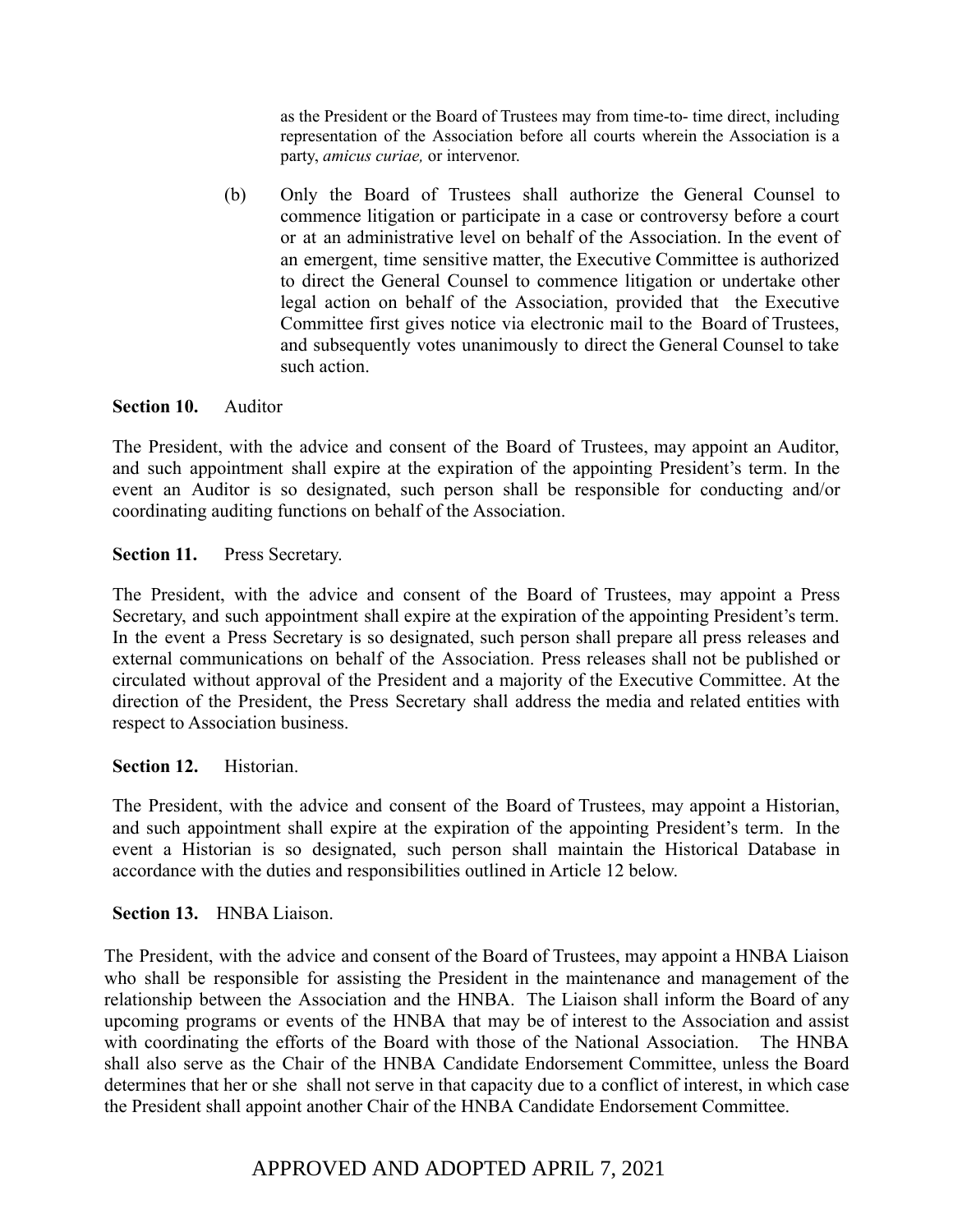as the President or the Board of Trustees may from time-to- time direct, including representation of the Association before all courts wherein the Association is a party, *amicus curiae,* or intervenor.

(b) Only the Board of Trustees shall authorize the General Counsel to commence litigation or participate in a case or controversy before a court or at an administrative level on behalf of the Association. In the event of an emergent, time sensitive matter, the Executive Committee is authorized to direct the General Counsel to commence litigation or undertake other legal action on behalf of the Association, provided that the Executive Committee first gives notice via electronic mail to the Board of Trustees, and subsequently votes unanimously to direct the General Counsel to take such action.

**Section 10.** Auditor

The President, with the advice and consent of the Board of Trustees, may appoint an Auditor, and such appointment shall expire at the expiration of the appointing President's term. In the event an Auditor is so designated, such person shall be responsible for conducting and/or coordinating auditing functions on behalf of the Association.

**Section 11.** Press Secretary.

The President, with the advice and consent of the Board of Trustees, may appoint a Press Secretary, and such appointment shall expire at the expiration of the appointing President's term. In the event a Press Secretary is so designated, such person shall prepare all press releases and external communications on behalf of the Association. Press releases shall not be published or circulated without approval of the President and a majority of the Executive Committee. At the direction of the President, the Press Secretary shall address the media and related entities with respect to Association business.

**Section 12.** Historian.

The President, with the advice and consent of the Board of Trustees, may appoint a Historian, and such appointment shall expire at the expiration of the appointing President's term. In the event a Historian is so designated, such person shall maintain the Historical Database in accordance with the duties and responsibilities outlined in Article 12 below.

**Section 13.** HNBA Liaison.

The President, with the advice and consent of the Board of Trustees, may appoint a HNBA Liaison who shall be responsible for assisting the President in the maintenance and management of the relationship between the Association and the HNBA. The Liaison shall inform the Board of any upcoming programs or events of the HNBA that may be of interest to the Association and assist with coordinating the efforts of the Board with those of the National Association. The HNBA shall also serve as the Chair of the HNBA Candidate Endorsement Committee, unless the Board determines that her or she shall not serve in that capacity due to a conflict of interest, in which case the President shall appoint another Chair of the HNBA Candidate Endorsement Committee.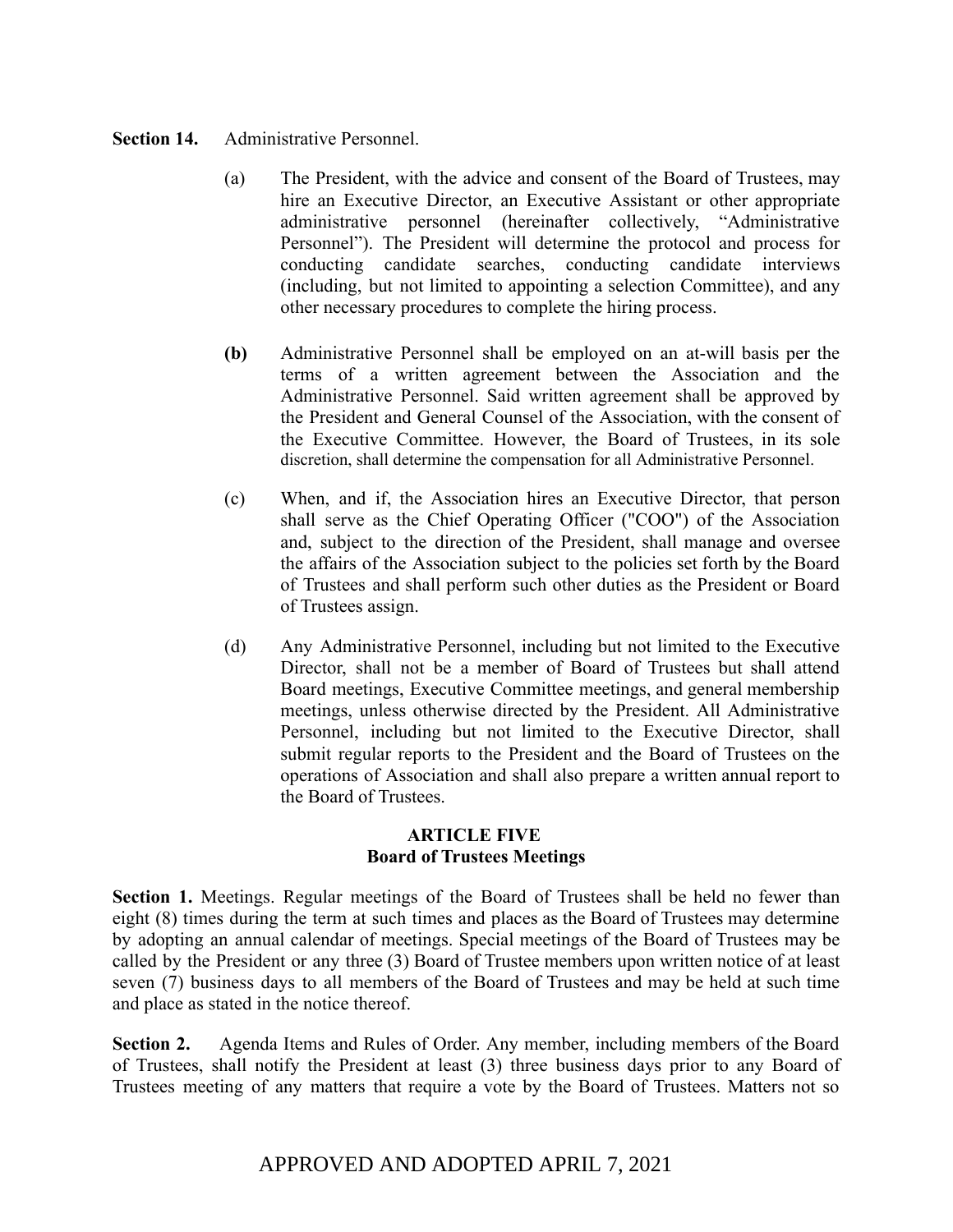**Section 14.** Administrative Personnel.

(a) The President, with the advice and consent of the Board of Trustees, may hire an Executive Director, an Executive Assistant or other appropriate administrative personnel (hereinafter collectively, "Administrative Personnel"). The President will determine the protocol and process for conducting candidate searches, conducting candidate interviews (including, but not limited to appointing a selection Committee), and any other necessary procedures to complete the hiring process.

**(b)** Administrative Personnel shall be employed on an at-will basis per the terms of a written agreement between the Association and the Administrative Personnel. Said written agreement shall be approved by the President and General Counsel of the Association, with the consent of the Executive Committee. However, the Board of Trustees, in its sole discretion, shall determine the compensation for all Administrative Personnel.

(c) When, and if, the Association hires an Executive Director, that person shall serve as the Chief Operating Officer ("COO") of the Association and, subject to the direction of the President, shall manage and oversee the affairs of the Association subject to the policies set forth by the Board of Trustees and shall perform such other duties as the President or Board of Trustees assign.

(d) Any Administrative Personnel, including but not limited to the Executive Director, shall not be a member of Board of Trustees but shall attend Board meetings, Executive Committee meetings, and general membership meetings, unless otherwise directed by the President. All Administrative Personnel, including but not limited to the Executive Director, shall submit regular reports to the President and the Board of Trustees on the operations of Association and shall also prepare a written annual report to the Board of Trustees.

## ARTICLE FIVE
## Board of Trustees Meetings

**Section 1.** Meetings. Regular meetings of the Board of Trustees shall be held no fewer than eight (8) times during the term at such times and places as the Board of Trustees may determine by adopting an annual calendar of meetings. Special meetings of the Board of Trustees may be called by the President or any three (3) Board of Trustee members upon written notice of at least seven (7) business days to all members of the Board of Trustees and may be held at such time and place as stated in the notice thereof.

**Section 2.** Agenda Items and Rules of Order. Any member, including members of the Board of Trustees, shall notify the President at least (3) three business days prior to any Board of Trustees meeting of any matters that require a vote by the Board of Trustees. Matters not so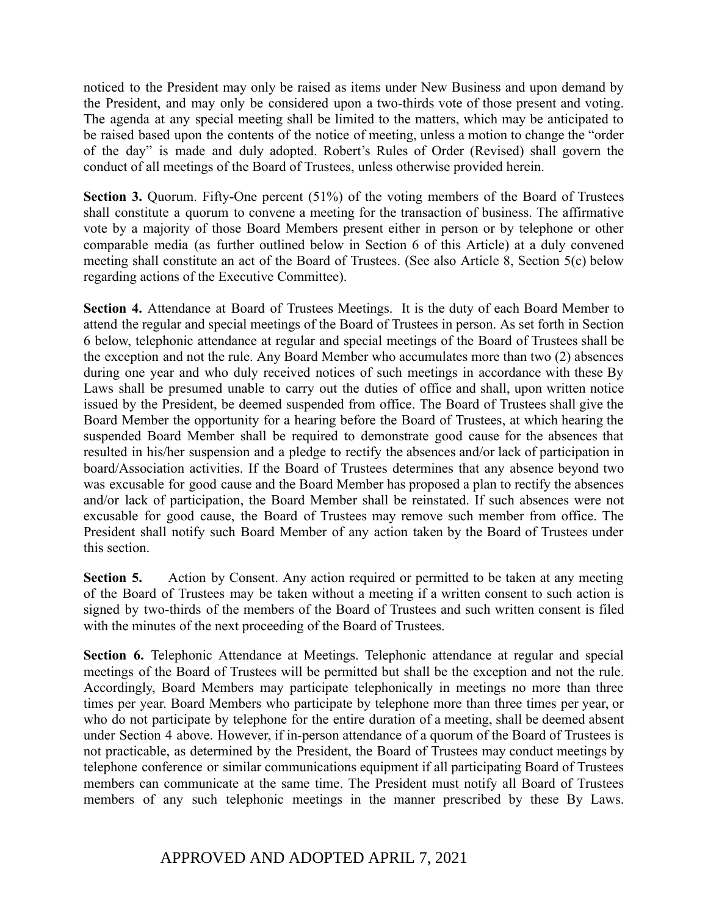noticed to the President may only be raised as items under New Business and upon demand by the President, and may only be considered upon a two-thirds vote of those present and voting. The agenda at any special meeting shall be limited to the matters, which may be anticipated to be raised based upon the contents of the notice of meeting, unless a motion to change the "order of the day" is made and duly adopted. Robert's Rules of Order (Revised) shall govern the conduct of all meetings of the Board of Trustees, unless otherwise provided herein.

**Section 3.** Quorum. Fifty-One percent (51%) of the voting members of the Board of Trustees shall constitute a quorum to convene a meeting for the transaction of business. The affirmative vote by a majority of those Board Members present either in person or by telephone or other comparable media (as further outlined below in Section 6 of this Article) at a duly convened meeting shall constitute an act of the Board of Trustees. (See also Article 8, Section 5(c) below regarding actions of the Executive Committee).

**Section 4.** Attendance at Board of Trustees Meetings. It is the duty of each Board Member to attend the regular and special meetings of the Board of Trustees in person. As set forth in Section 6 below, telephonic attendance at regular and special meetings of the Board of Trustees shall be the exception and not the rule. Any Board Member who accumulates more than two (2) absences during one year and who duly received notices of such meetings in accordance with these By Laws shall be presumed unable to carry out the duties of office and shall, upon written notice issued by the President, be deemed suspended from office. The Board of Trustees shall give the Board Member the opportunity for a hearing before the Board of Trustees, at which hearing the suspended Board Member shall be required to demonstrate good cause for the absences that resulted in his/her suspension and a pledge to rectify the absences and/or lack of participation in board/Association activities. If the Board of Trustees determines that any absence beyond two was excusable for good cause and the Board Member has proposed a plan to rectify the absences and/or lack of participation, the Board Member shall be reinstated. If such absences were not excusable for good cause, the Board of Trustees may remove such member from office. The President shall notify such Board Member of any action taken by the Board of Trustees under this section.

**Section 5.** Action by Consent. Any action required or permitted to be taken at any meeting of the Board of Trustees may be taken without a meeting if a written consent to such action is signed by two-thirds of the members of the Board of Trustees and such written consent is filed with the minutes of the next proceeding of the Board of Trustees.

**Section 6.** Telephonic Attendance at Meetings. Telephonic attendance at regular and special meetings of the Board of Trustees will be permitted but shall be the exception and not the rule. Accordingly, Board Members may participate telephonically in meetings no more than three times per year. Board Members who participate by telephone more than three times per year, or who do not participate by telephone for the entire duration of a meeting, shall be deemed absent under Section 4 above. However, if in-person attendance of a quorum of the Board of Trustees is not practicable, as determined by the President, the Board of Trustees may conduct meetings by telephone conference or similar communications equipment if all participating Board of Trustees members can communicate at the same time. The President must notify all Board of Trustees members of any such telephonic meetings in the manner prescribed by these By Laws.

APPROVED AND ADOPTED APRIL 7, 2021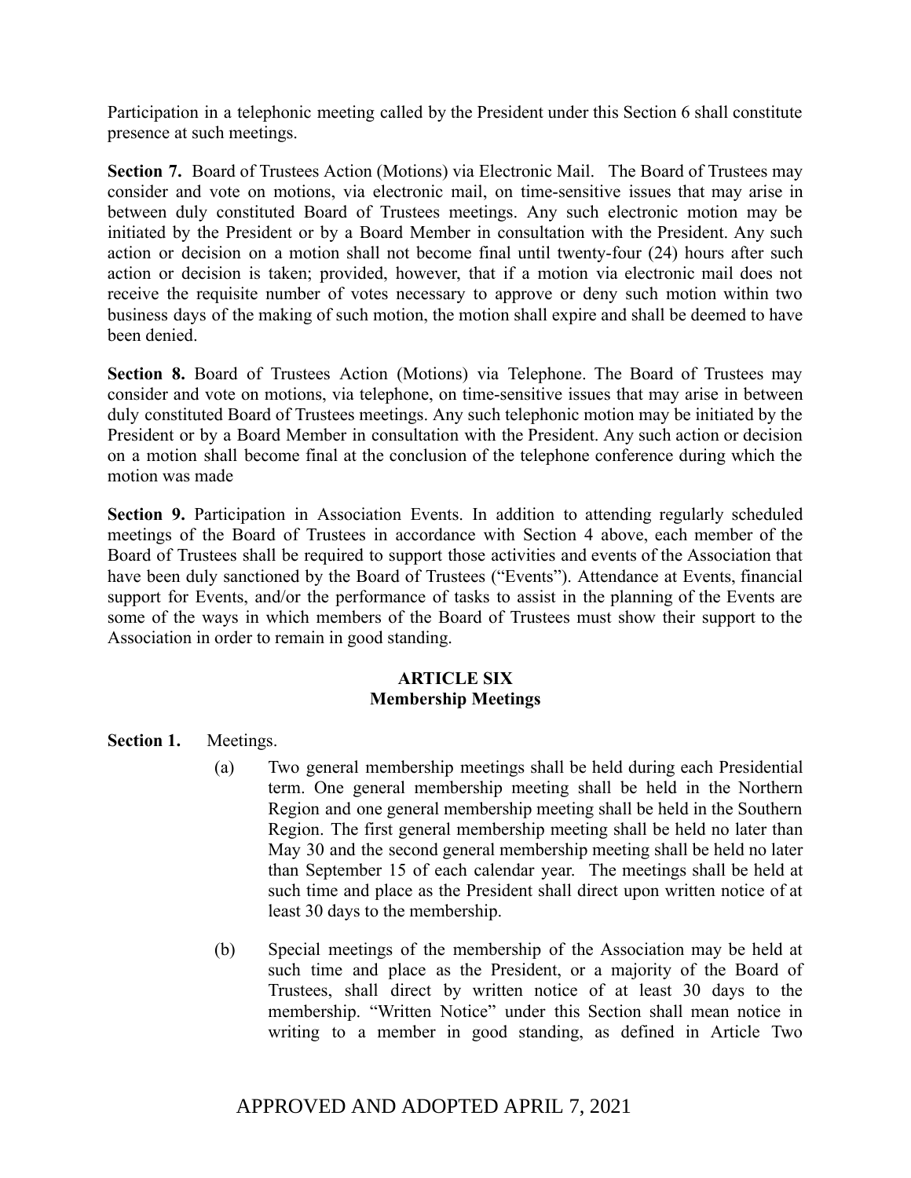Participation in a telephonic meeting called by the President under this Section 6 shall constitute presence at such meetings.

**Section 7.** Board of Trustees Action (Motions) via Electronic Mail. The Board of Trustees may consider and vote on motions, via electronic mail, on time-sensitive issues that may arise in between duly constituted Board of Trustees meetings. Any such electronic motion may be initiated by the President or by a Board Member in consultation with the President. Any such action or decision on a motion shall not become final until twenty-four (24) hours after such action or decision is taken; provided, however, that if a motion via electronic mail does not receive the requisite number of votes necessary to approve or deny such motion within two business days of the making of such motion, the motion shall expire and shall be deemed to have been denied.

**Section 8.** Board of Trustees Action (Motions) via Telephone. The Board of Trustees may consider and vote on motions, via telephone, on time-sensitive issues that may arise in between duly constituted Board of Trustees meetings. Any such telephonic motion may be initiated by the President or by a Board Member in consultation with the President. Any such action or decision on a motion shall become final at the conclusion of the telephone conference during which the motion was made

**Section 9.** Participation in Association Events. In addition to attending regularly scheduled meetings of the Board of Trustees in accordance with Section 4 above, each member of the Board of Trustees shall be required to support those activities and events of the Association that have been duly sanctioned by the Board of Trustees ("Events"). Attendance at Events, financial support for Events, and/or the performance of tasks to assist in the planning of the Events are some of the ways in which members of the Board of Trustees must show their support to the Association in order to remain in good standing.

## ARTICLE SIX
## Membership Meetings

**Section 1.** Meetings.

(a) Two general membership meetings shall be held during each Presidential term. One general membership meeting shall be held in the Northern Region and one general membership meeting shall be held in the Southern Region. The first general membership meeting shall be held no later than May 30 and the second general membership meeting shall be held no later than September 15 of each calendar year. The meetings shall be held at such time and place as the President shall direct upon written notice of at least 30 days to the membership.

(b) Special meetings of the membership of the Association may be held at such time and place as the President, or a majority of the Board of Trustees, shall direct by written notice of at least 30 days to the membership. "Written Notice" under this Section shall mean notice in writing to a member in good standing, as defined in Article Two

APPROVED AND ADOPTED APRIL 7, 2021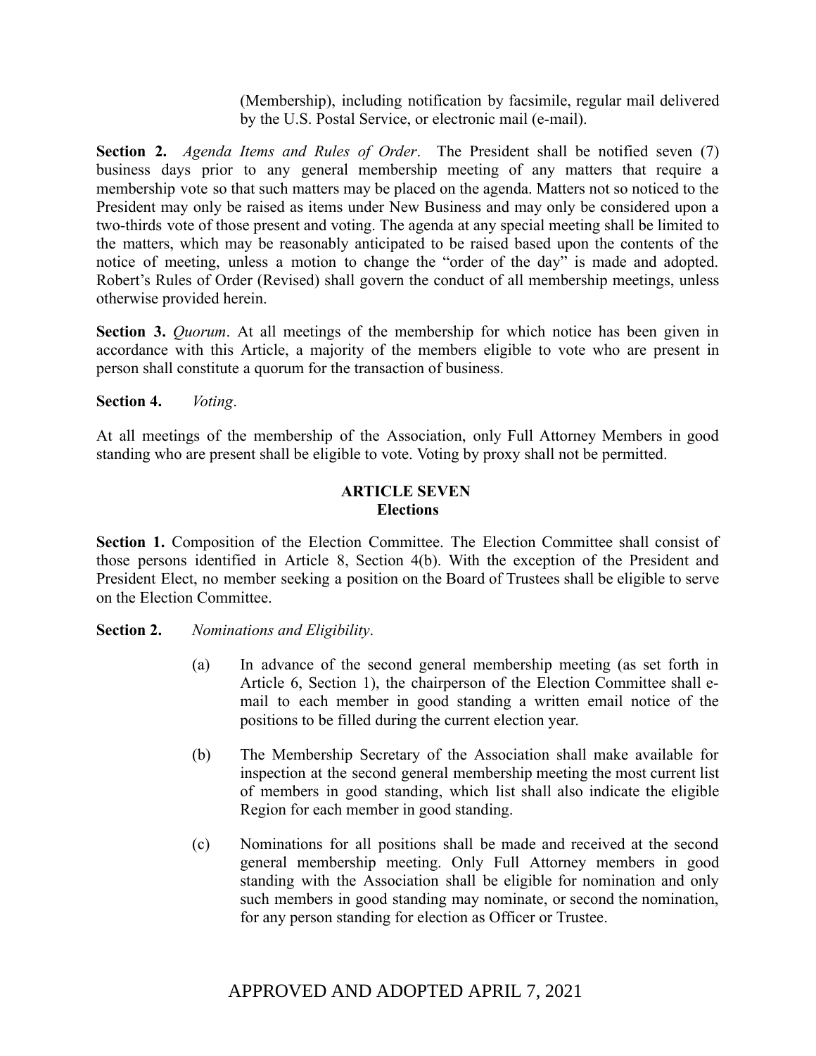(Membership), including notification by facsimile, regular mail delivered by the U.S. Postal Service, or electronic mail (e-mail).

**Section 2.** *Agenda Items and Rules of Order*. The President shall be notified seven (7) business days prior to any general membership meeting of any matters that require a membership vote so that such matters may be placed on the agenda. Matters not so noticed to the President may only be raised as items under New Business and may only be considered upon a two-thirds vote of those present and voting. The agenda at any special meeting shall be limited to the matters, which may be reasonably anticipated to be raised based upon the contents of the notice of meeting, unless a motion to change the "order of the day" is made and adopted. Robert's Rules of Order (Revised) shall govern the conduct of all membership meetings, unless otherwise provided herein.

**Section 3.** *Quorum*. At all meetings of the membership for which notice has been given in accordance with this Article, a majority of the members eligible to vote who are present in person shall constitute a quorum for the transaction of business.

**Section 4.** *Voting*.

At all meetings of the membership of the Association, only Full Attorney Members in good standing who are present shall be eligible to vote. Voting by proxy shall not be permitted.

## ARTICLE SEVEN
## Elections

**Section 1.** Composition of the Election Committee. The Election Committee shall consist of those persons identified in Article 8, Section 4(b). With the exception of the President and President Elect, no member seeking a position on the Board of Trustees shall be eligible to serve on the Election Committee.

**Section 2.** *Nominations and Eligibility*.

(a) In advance of the second general membership meeting (as set forth in Article 6, Section 1), the chairperson of the Election Committee shall e-mail to each member in good standing a written email notice of the positions to be filled during the current election year.

(b) The Membership Secretary of the Association shall make available for inspection at the second general membership meeting the most current list of members in good standing, which list shall also indicate the eligible Region for each member in good standing.

(c) Nominations for all positions shall be made and received at the second general membership meeting. Only Full Attorney members in good standing with the Association shall be eligible for nomination and only such members in good standing may nominate, or second the nomination, for any person standing for election as Officer or Trustee.

APPROVED AND ADOPTED APRIL 7, 2021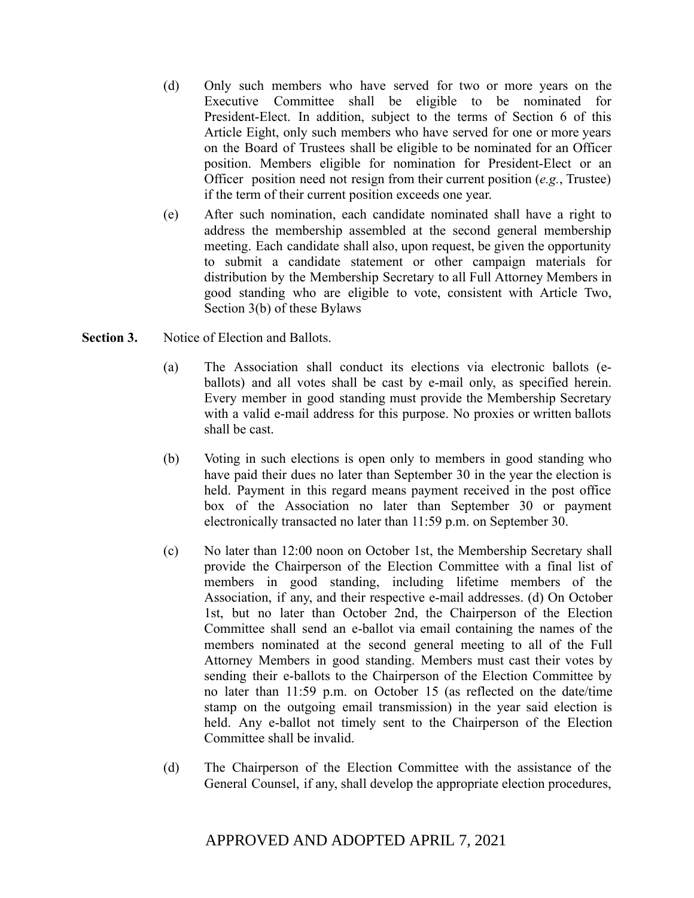(d) Only such members who have served for two or more years on the Executive Committee shall be eligible to be nominated for President-Elect. In addition, subject to the terms of Section 6 of this Article Eight, only such members who have served for one or more years on the Board of Trustees shall be eligible to be nominated for an Officer position. Members eligible for nomination for President-Elect or an Officer position need not resign from their current position (*e.g.*, Trustee) if the term of their current position exceeds one year.

(e) After such nomination, each candidate nominated shall have a right to address the membership assembled at the second general membership meeting. Each candidate shall also, upon request, be given the opportunity to submit a candidate statement or other campaign materials for distribution by the Membership Secretary to all Full Attorney Members in good standing who are eligible to vote, consistent with Article Two, Section 3(b) of these Bylaws

**Section 3.** Notice of Election and Ballots.

(a) The Association shall conduct its elections via electronic ballots (e-ballots) and all votes shall be cast by e-mail only, as specified herein. Every member in good standing must provide the Membership Secretary with a valid e-mail address for this purpose. No proxies or written ballots shall be cast.

(b) Voting in such elections is open only to members in good standing who have paid their dues no later than September 30 in the year the election is held. Payment in this regard means payment received in the post office box of the Association no later than September 30 or payment electronically transacted no later than 11:59 p.m. on September 30.

(c) No later than 12:00 noon on October 1st, the Membership Secretary shall provide the Chairperson of the Election Committee with a final list of members in good standing, including lifetime members of the Association, if any, and their respective e-mail addresses. (d) On October 1st, but no later than October 2nd, the Chairperson of the Election Committee shall send an e-ballot via email containing the names of the members nominated at the second general meeting to all of the Full Attorney Members in good standing. Members must cast their votes by sending their e-ballots to the Chairperson of the Election Committee by no later than 11:59 p.m. on October 15 (as reflected on the date/time stamp on the outgoing email transmission) in the year said election is held. Any e-ballot not timely sent to the Chairperson of the Election Committee shall be invalid.

(d) The Chairperson of the Election Committee with the assistance of the General Counsel, if any, shall develop the appropriate election procedures,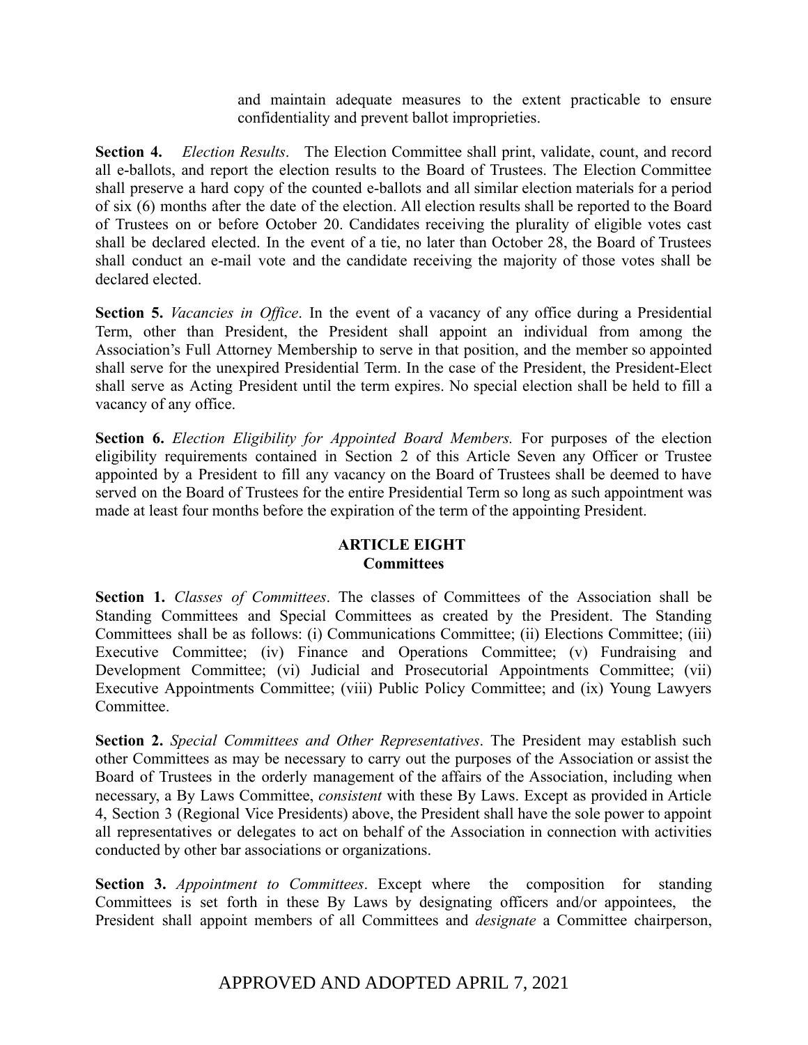and maintain adequate measures to the extent practicable to ensure confidentiality and prevent ballot improprieties.

**Section 4.** *Election Results*. The Election Committee shall print, validate, count, and record all e-ballots, and report the election results to the Board of Trustees. The Election Committee shall preserve a hard copy of the counted e-ballots and all similar election materials for a period of six (6) months after the date of the election. All election results shall be reported to the Board of Trustees on or before October 20. Candidates receiving the plurality of eligible votes cast shall be declared elected. In the event of a tie, no later than October 28, the Board of Trustees shall conduct an e-mail vote and the candidate receiving the majority of those votes shall be declared elected.

**Section 5.** *Vacancies in Office*. In the event of a vacancy of any office during a Presidential Term, other than President, the President shall appoint an individual from among the Association's Full Attorney Membership to serve in that position, and the member so appointed shall serve for the unexpired Presidential Term. In the case of the President, the President-Elect shall serve as Acting President until the term expires. No special election shall be held to fill a vacancy of any office.

**Section 6.** *Election Eligibility for Appointed Board Members.* For purposes of the election eligibility requirements contained in Section 2 of this Article Seven any Officer or Trustee appointed by a President to fill any vacancy on the Board of Trustees shall be deemed to have served on the Board of Trustees for the entire Presidential Term so long as such appointment was made at least four months before the expiration of the term of the appointing President.

## ARTICLE EIGHT
## Committees

**Section 1.** *Classes of Committees*. The classes of Committees of the Association shall be Standing Committees and Special Committees as created by the President. The Standing Committees shall be as follows: (i) Communications Committee; (ii) Elections Committee; (iii) Executive Committee; (iv) Finance and Operations Committee; (v) Fundraising and Development Committee; (vi) Judicial and Prosecutorial Appointments Committee; (vii) Executive Appointments Committee; (viii) Public Policy Committee; and (ix) Young Lawyers Committee.

**Section 2.** *Special Committees and Other Representatives*. The President may establish such other Committees as may be necessary to carry out the purposes of the Association or assist the Board of Trustees in the orderly management of the affairs of the Association, including when necessary, a By Laws Committee, *consistent* with these By Laws. Except as provided in Article 4, Section 3 (Regional Vice Presidents) above, the President shall have the sole power to appoint all representatives or delegates to act on behalf of the Association in connection with activities conducted by other bar associations or organizations.

**Section 3.** *Appointment to Committees*. Except where the composition for standing Committees is set forth in these By Laws by designating officers and/or appointees, the President shall appoint members of all Committees and *designate* a Committee chairperson,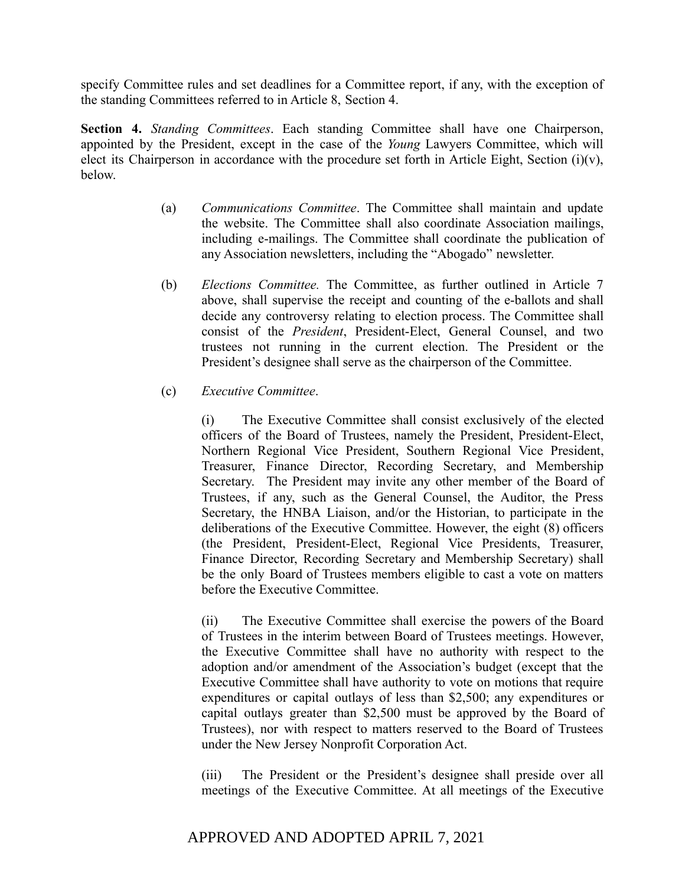specify Committee rules and set deadlines for a Committee report, if any, with the exception of the standing Committees referred to in Article 8, Section 4.

**Section 4.** *Standing Committees*. Each standing Committee shall have one Chairperson, appointed by the President, except in the case of the *Young* Lawyers Committee, which will elect its Chairperson in accordance with the procedure set forth in Article Eight, Section (i)(v), below.

(a) *Communications Committee*. The Committee shall maintain and update the website. The Committee shall also coordinate Association mailings, including e-mailings. The Committee shall coordinate the publication of any Association newsletters, including the "Abogado" newsletter.

(b) *Elections Committee.* The Committee, as further outlined in Article 7 above, shall supervise the receipt and counting of the e-ballots and shall decide any controversy relating to election process. The Committee shall consist of the *President*, President-Elect, General Counsel, and two trustees not running in the current election. The President or the President's designee shall serve as the chairperson of the Committee.

(c) *Executive Committee*.

(i) The Executive Committee shall consist exclusively of the elected officers of the Board of Trustees, namely the President, President-Elect, Northern Regional Vice President, Southern Regional Vice President, Treasurer, Finance Director, Recording Secretary, and Membership Secretary. The President may invite any other member of the Board of Trustees, if any, such as the General Counsel, the Auditor, the Press Secretary, the HNBA Liaison, and/or the Historian, to participate in the deliberations of the Executive Committee. However, the eight (8) officers (the President, President-Elect, Regional Vice Presidents, Treasurer, Finance Director, Recording Secretary and Membership Secretary) shall be the only Board of Trustees members eligible to cast a vote on matters before the Executive Committee.

(ii) The Executive Committee shall exercise the powers of the Board of Trustees in the interim between Board of Trustees meetings. However, the Executive Committee shall have no authority with respect to the adoption and/or amendment of the Association's budget (except that the Executive Committee shall have authority to vote on motions that require expenditures or capital outlays of less than $2,500; any expenditures or capital outlays greater than $2,500 must be approved by the Board of Trustees), nor with respect to matters reserved to the Board of Trustees under the New Jersey Nonprofit Corporation Act.

(iii) The President or the President's designee shall preside over all meetings of the Executive Committee. At all meetings of the Executive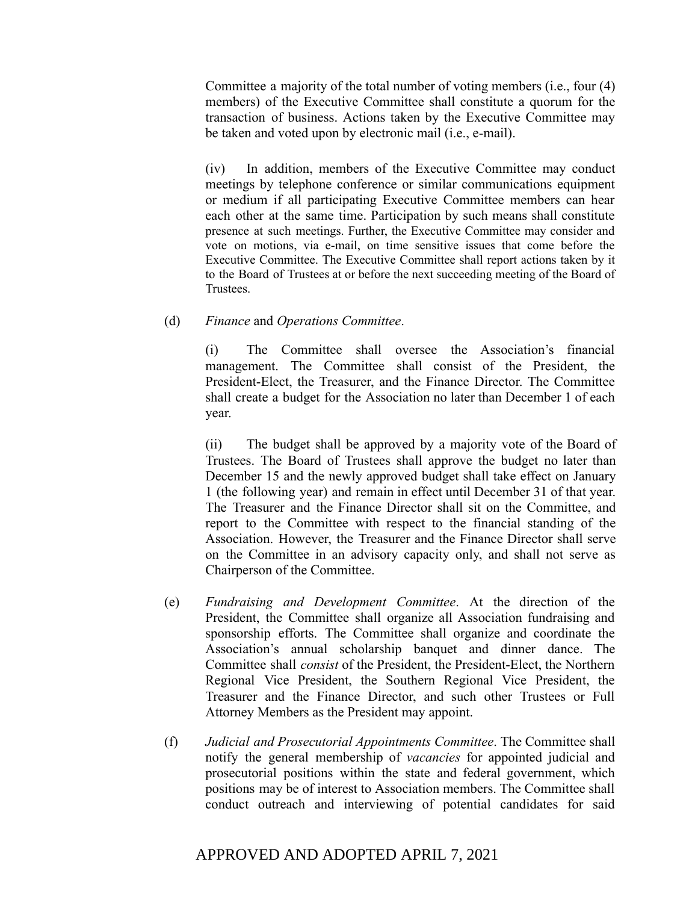Committee a majority of the total number of voting members (i.e., four (4) members) of the Executive Committee shall constitute a quorum for the transaction of business. Actions taken by the Executive Committee may be taken and voted upon by electronic mail (i.e., e-mail).

(iv) In addition, members of the Executive Committee may conduct meetings by telephone conference or similar communications equipment or medium if all participating Executive Committee members can hear each other at the same time. Participation by such means shall constitute presence at such meetings. Further, the Executive Committee may consider and vote on motions, via e-mail, on time sensitive issues that come before the Executive Committee. The Executive Committee shall report actions taken by it to the Board of Trustees at or before the next succeeding meeting of the Board of Trustees.

(d) *Finance* and *Operations Committee*.

(i) The Committee shall oversee the Association's financial management. The Committee shall consist of the President, the President-Elect, the Treasurer, and the Finance Director. The Committee shall create a budget for the Association no later than December 1 of each year.

(ii) The budget shall be approved by a majority vote of the Board of Trustees. The Board of Trustees shall approve the budget no later than December 15 and the newly approved budget shall take effect on January 1 (the following year) and remain in effect until December 31 of that year. The Treasurer and the Finance Director shall sit on the Committee, and report to the Committee with respect to the financial standing of the Association. However, the Treasurer and the Finance Director shall serve on the Committee in an advisory capacity only, and shall not serve as Chairperson of the Committee.

(e) *Fundraising and Development Committee*. At the direction of the President, the Committee shall organize all Association fundraising and sponsorship efforts. The Committee shall organize and coordinate the Association's annual scholarship banquet and dinner dance. The Committee shall *consist* of the President, the President-Elect, the Northern Regional Vice President, the Southern Regional Vice President, the Treasurer and the Finance Director, and such other Trustees or Full Attorney Members as the President may appoint.

(f) *Judicial and Prosecutorial Appointments Committee*. The Committee shall notify the general membership of *vacancies* for appointed judicial and prosecutorial positions within the state and federal government, which positions may be of interest to Association members. The Committee shall conduct outreach and interviewing of potential candidates for said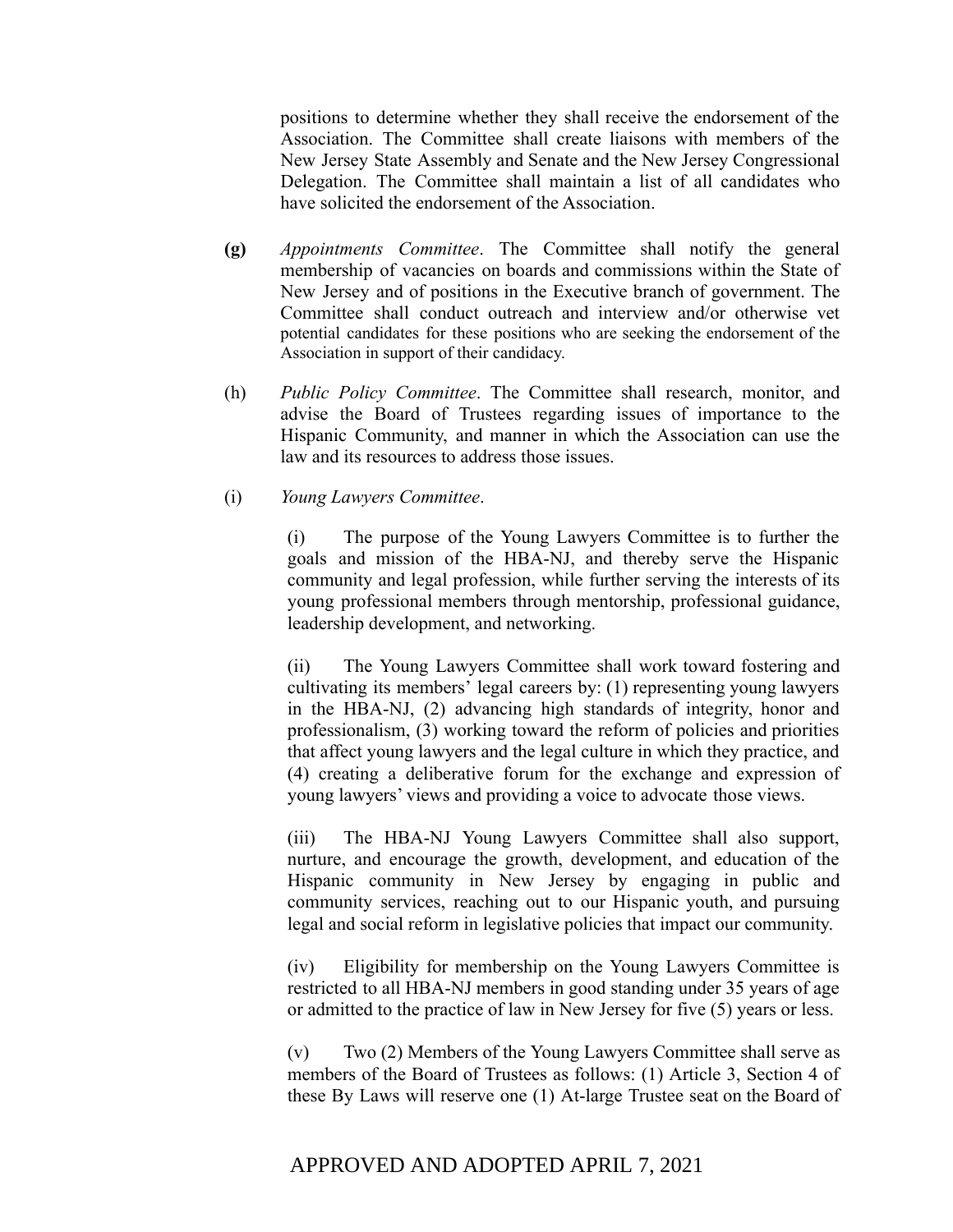positions to determine whether they shall receive the endorsement of the Association. The Committee shall create liaisons with members of the New Jersey State Assembly and Senate and the New Jersey Congressional Delegation. The Committee shall maintain a list of all candidates who have solicited the endorsement of the Association.

**(g)** *Appointments Committee*. The Committee shall notify the general membership of vacancies on boards and commissions within the State of New Jersey and of positions in the Executive branch of government. The Committee shall conduct outreach and interview and/or otherwise vet potential candidates for these positions who are seeking the endorsement of the Association in support of their candidacy.

(h) *Public Policy Committee*. The Committee shall research, monitor, and advise the Board of Trustees regarding issues of importance to the Hispanic Community, and manner in which the Association can use the law and its resources to address those issues.

(i) *Young Lawyers Committee*.

(i) The purpose of the Young Lawyers Committee is to further the goals and mission of the HBA-NJ, and thereby serve the Hispanic community and legal profession, while further serving the interests of its young professional members through mentorship, professional guidance, leadership development, and networking.

(ii) The Young Lawyers Committee shall work toward fostering and cultivating its members' legal careers by: (1) representing young lawyers in the HBA-NJ, (2) advancing high standards of integrity, honor and professionalism, (3) working toward the reform of policies and priorities that affect young lawyers and the legal culture in which they practice, and (4) creating a deliberative forum for the exchange and expression of young lawyers' views and providing a voice to advocate those views.

(iii) The HBA-NJ Young Lawyers Committee shall also support, nurture, and encourage the growth, development, and education of the Hispanic community in New Jersey by engaging in public and community services, reaching out to our Hispanic youth, and pursuing legal and social reform in legislative policies that impact our community.

(iv) Eligibility for membership on the Young Lawyers Committee is restricted to all HBA-NJ members in good standing under 35 years of age or admitted to the practice of law in New Jersey for five (5) years or less.

(v) Two (2) Members of the Young Lawyers Committee shall serve as members of the Board of Trustees as follows: (1) Article 3, Section 4 of these By Laws will reserve one (1) At-large Trustee seat on the Board of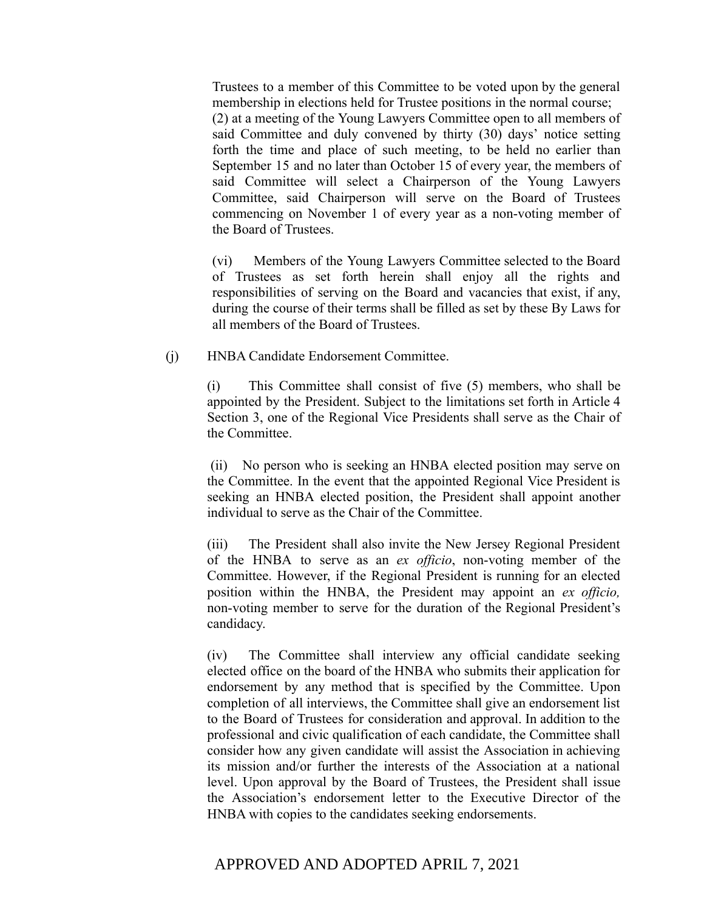Trustees to a member of this Committee to be voted upon by the general membership in elections held for Trustee positions in the normal course; (2) at a meeting of the Young Lawyers Committee open to all members of said Committee and duly convened by thirty (30) days' notice setting forth the time and place of such meeting, to be held no earlier than September 15 and no later than October 15 of every year, the members of said Committee will select a Chairperson of the Young Lawyers Committee, said Chairperson will serve on the Board of Trustees commencing on November 1 of every year as a non-voting member of the Board of Trustees.

(vi) Members of the Young Lawyers Committee selected to the Board of Trustees as set forth herein shall enjoy all the rights and responsibilities of serving on the Board and vacancies that exist, if any, during the course of their terms shall be filled as set by these By Laws for all members of the Board of Trustees.

(j) HNBA Candidate Endorsement Committee.

(i) This Committee shall consist of five (5) members, who shall be appointed by the President. Subject to the limitations set forth in Article 4 Section 3, one of the Regional Vice Presidents shall serve as the Chair of the Committee.

(ii) No person who is seeking an HNBA elected position may serve on the Committee. In the event that the appointed Regional Vice President is seeking an HNBA elected position, the President shall appoint another individual to serve as the Chair of the Committee.

(iii) The President shall also invite the New Jersey Regional President of the HNBA to serve as an *ex officio*, non-voting member of the Committee. However, if the Regional President is running for an elected position within the HNBA, the President may appoint an *ex officio,* non-voting member to serve for the duration of the Regional President's candidacy.

(iv) The Committee shall interview any official candidate seeking elected office on the board of the HNBA who submits their application for endorsement by any method that is specified by the Committee. Upon completion of all interviews, the Committee shall give an endorsement list to the Board of Trustees for consideration and approval. In addition to the professional and civic qualification of each candidate, the Committee shall consider how any given candidate will assist the Association in achieving its mission and/or further the interests of the Association at a national level. Upon approval by the Board of Trustees, the President shall issue the Association's endorsement letter to the Executive Director of the HNBA with copies to the candidates seeking endorsements.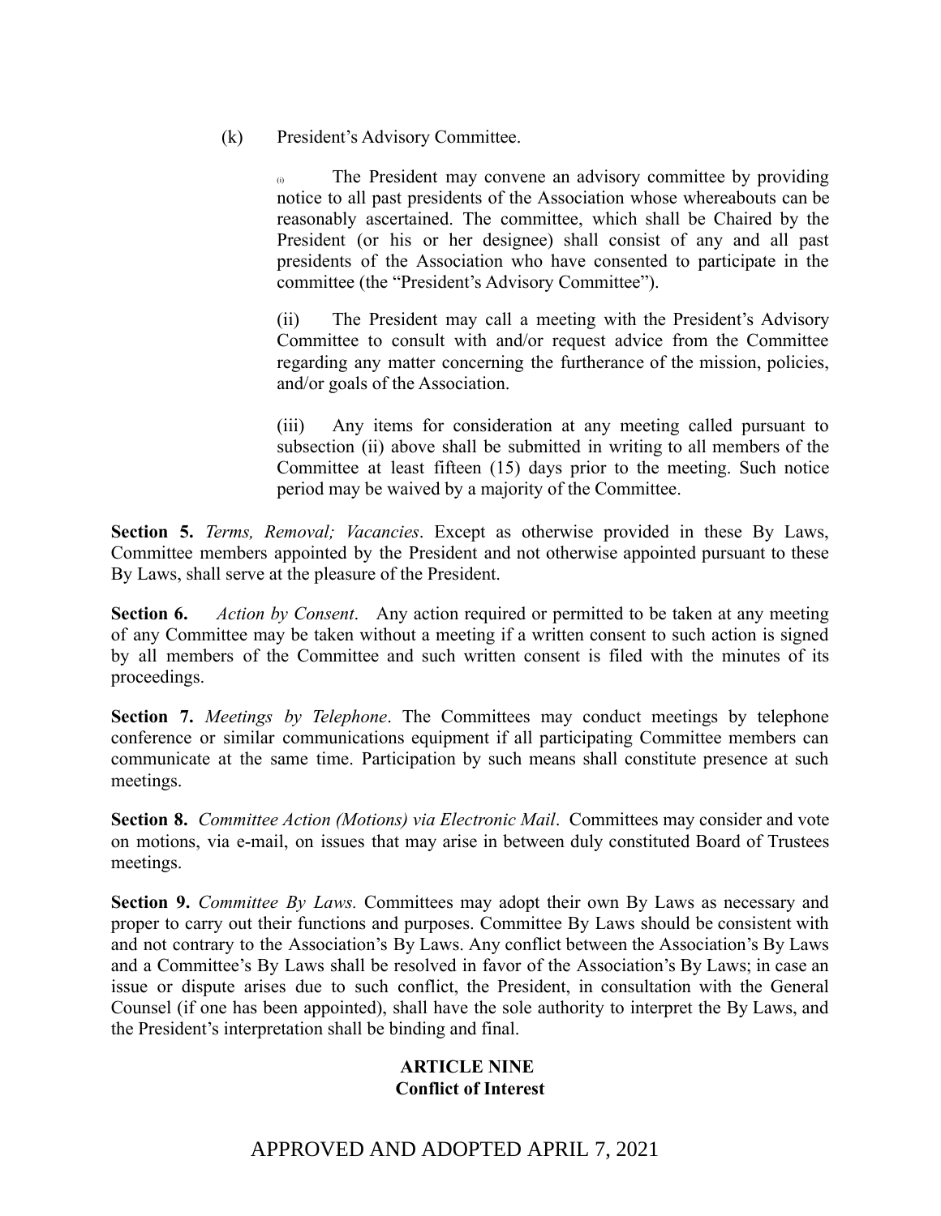(k) President's Advisory Committee.

(i) The President may convene an advisory committee by providing notice to all past presidents of the Association whose whereabouts can be reasonably ascertained. The committee, which shall be Chaired by the President (or his or her designee) shall consist of any and all past presidents of the Association who have consented to participate in the committee (the "President's Advisory Committee").

(ii) The President may call a meeting with the President's Advisory Committee to consult with and/or request advice from the Committee regarding any matter concerning the furtherance of the mission, policies, and/or goals of the Association.

(iii) Any items for consideration at any meeting called pursuant to subsection (ii) above shall be submitted in writing to all members of the Committee at least fifteen (15) days prior to the meeting. Such notice period may be waived by a majority of the Committee.

**Section 5.** *Terms, Removal; Vacancies*. Except as otherwise provided in these By Laws, Committee members appointed by the President and not otherwise appointed pursuant to these By Laws, shall serve at the pleasure of the President.

**Section 6.** *Action by Consent*. Any action required or permitted to be taken at any meeting of any Committee may be taken without a meeting if a written consent to such action is signed by all members of the Committee and such written consent is filed with the minutes of its proceedings.

**Section 7.** *Meetings by Telephone*. The Committees may conduct meetings by telephone conference or similar communications equipment if all participating Committee members can communicate at the same time. Participation by such means shall constitute presence at such meetings.

**Section 8.** *Committee Action (Motions) via Electronic Mail*. Committees may consider and vote on motions, via e-mail, on issues that may arise in between duly constituted Board of Trustees meetings.

**Section 9.** *Committee By Laws.* Committees may adopt their own By Laws as necessary and proper to carry out their functions and purposes. Committee By Laws should be consistent with and not contrary to the Association's By Laws. Any conflict between the Association's By Laws and a Committee's By Laws shall be resolved in favor of the Association's By Laws; in case an issue or dispute arises due to such conflict, the President, in consultation with the General Counsel (if one has been appointed), shall have the sole authority to interpret the By Laws, and the President's interpretation shall be binding and final.

## ARTICLE NINE
## Conflict of Interest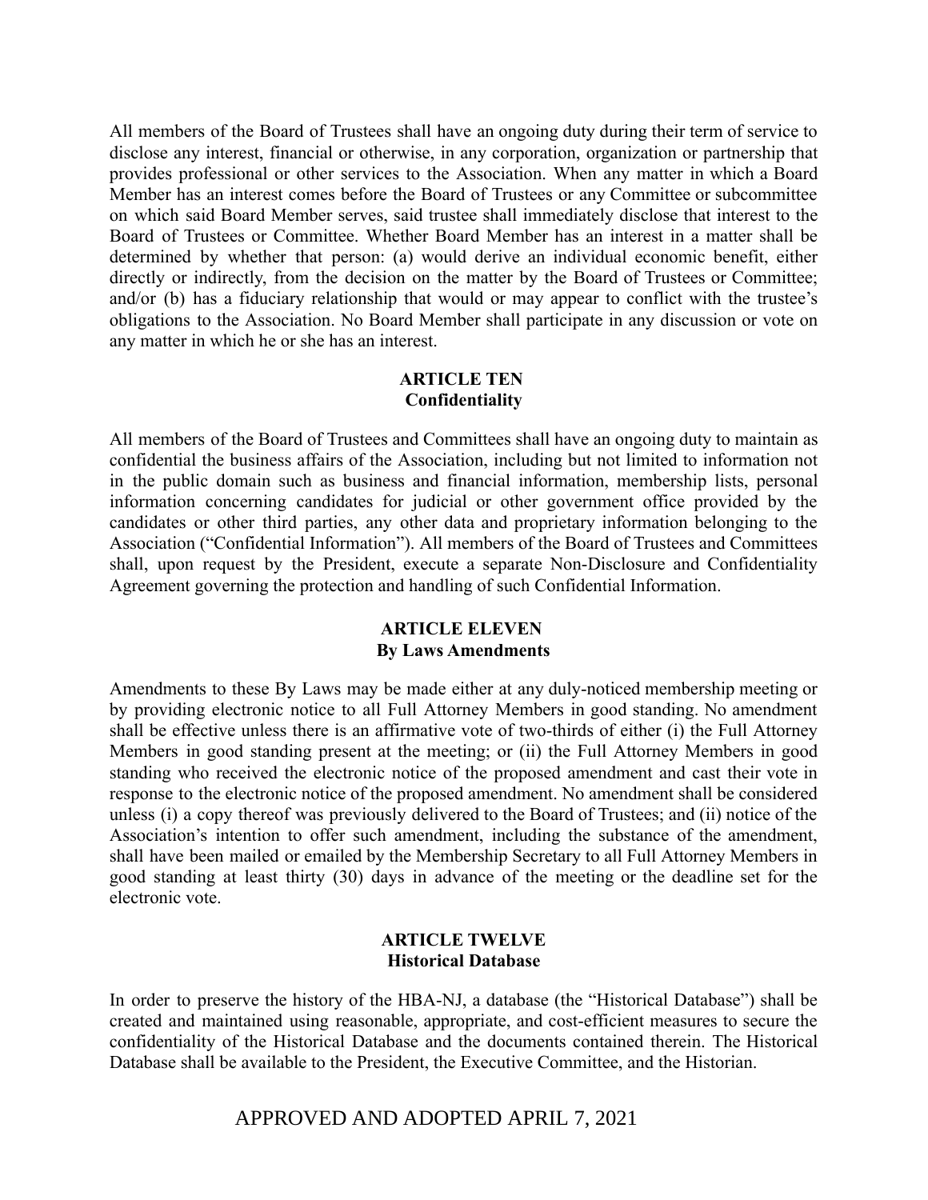All members of the Board of Trustees shall have an ongoing duty during their term of service to disclose any interest, financial or otherwise, in any corporation, organization or partnership that provides professional or other services to the Association. When any matter in which a Board Member has an interest comes before the Board of Trustees or any Committee or subcommittee on which said Board Member serves, said trustee shall immediately disclose that interest to the Board of Trustees or Committee. Whether Board Member has an interest in a matter shall be determined by whether that person: (a) would derive an individual economic benefit, either directly or indirectly, from the decision on the matter by the Board of Trustees or Committee; and/or (b) has a fiduciary relationship that would or may appear to conflict with the trustee's obligations to the Association. No Board Member shall participate in any discussion or vote on any matter in which he or she has an interest.

## ARTICLE TEN
## Confidentiality

All members of the Board of Trustees and Committees shall have an ongoing duty to maintain as confidential the business affairs of the Association, including but not limited to information not in the public domain such as business and financial information, membership lists, personal information concerning candidates for judicial or other government office provided by the candidates or other third parties, any other data and proprietary information belonging to the Association ("Confidential Information"). All members of the Board of Trustees and Committees shall, upon request by the President, execute a separate Non-Disclosure and Confidentiality Agreement governing the protection and handling of such Confidential Information.

## ARTICLE ELEVEN
## By Laws Amendments

Amendments to these By Laws may be made either at any duly-noticed membership meeting or by providing electronic notice to all Full Attorney Members in good standing. No amendment shall be effective unless there is an affirmative vote of two-thirds of either (i) the Full Attorney Members in good standing present at the meeting; or (ii) the Full Attorney Members in good standing who received the electronic notice of the proposed amendment and cast their vote in response to the electronic notice of the proposed amendment. No amendment shall be considered unless (i) a copy thereof was previously delivered to the Board of Trustees; and (ii) notice of the Association's intention to offer such amendment, including the substance of the amendment, shall have been mailed or emailed by the Membership Secretary to all Full Attorney Members in good standing at least thirty (30) days in advance of the meeting or the deadline set for the electronic vote.

## ARTICLE TWELVE
## Historical Database

In order to preserve the history of the HBA-NJ, a database (the "Historical Database") shall be created and maintained using reasonable, appropriate, and cost-efficient measures to secure the confidentiality of the Historical Database and the documents contained therein. The Historical Database shall be available to the President, the Executive Committee, and the Historian.

APPROVED AND ADOPTED APRIL 7, 2021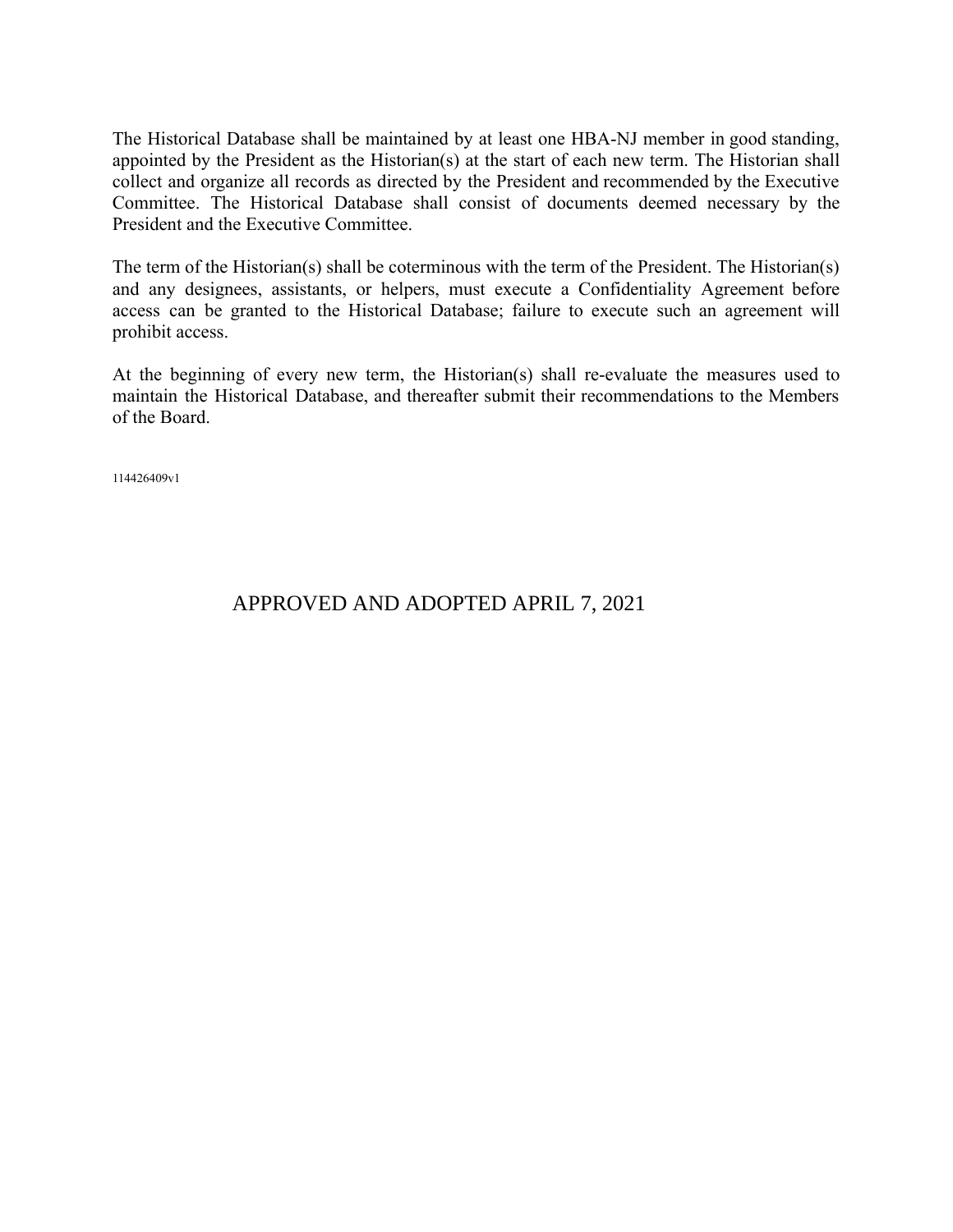The Historical Database shall be maintained by at least one HBA-NJ member in good standing, appointed by the President as the Historian(s) at the start of each new term. The Historian shall collect and organize all records as directed by the President and recommended by the Executive Committee. The Historical Database shall consist of documents deemed necessary by the President and the Executive Committee.

The term of the Historian(s) shall be coterminous with the term of the President. The Historian(s) and any designees, assistants, or helpers, must execute a Confidentiality Agreement before access can be granted to the Historical Database; failure to execute such an agreement will prohibit access.

At the beginning of every new term, the Historian(s) shall re-evaluate the measures used to maintain the Historical Database, and thereafter submit their recommendations to the Members of the Board.

114426409v1

APPROVED AND ADOPTED APRIL 7, 2021